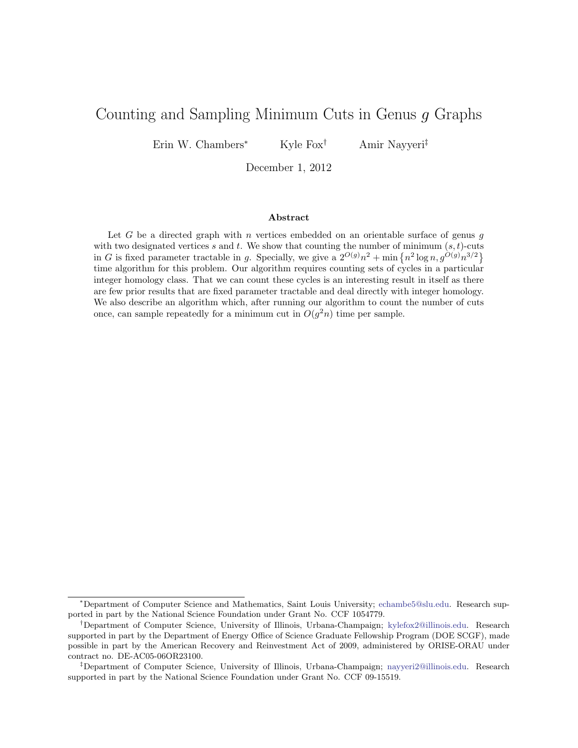# Counting and Sampling Minimum Cuts in Genus $g$ Graphs

Erin W. Chambers[*] Kyle Fox[†] Amir Nayyeri[‡]

December 1, 2012

## Abstract

Let $G$ be a directed graph with $n$ vertices embedded on an orientable surface of genus $g$ with two designated vertices $s$ and $t$. We show that counting the number of minimum $(s,t)$-cuts in $G$ is fixed parameter tractable in $g$. Specially, we give a $2^{O(g)}n^2 + \min\left\{n^2 \log n, g^{O(g)}n^{3/2}\right\}$ time algorithm for this problem. Our algorithm requires counting sets of cycles in a particular integer homology class. That we can count these cycles is an interesting result in itself as there are few prior results that are fixed parameter tractable and deal directly with integer homology. We also describe an algorithm which, after running our algorithm to count the number of cuts once, can sample repeatedly for a minimum cut in $O(g^2 n)$ time per sample.

---

[*] Department of Computer Science and Mathematics, Saint Louis University; echambe5@slu.edu. Research supported in part by the National Science Foundation under Grant No. CCF 1054779.

[†] Department of Computer Science, University of Illinois, Urbana-Champaign; kylefox2@illinois.edu. Research supported in part by the Department of Energy Office of Science Graduate Fellowship Program (DOE SCGF), made possible in part by the American Recovery and Reinvestment Act of 2009, administered by ORISE-ORAU under contract no. DE-AC05-06OR23100.

[‡] Department of Computer Science, University of Illinois, Urbana-Champaign; nayyeri2@illinois.edu. Research supported in part by the National Science Foundation under Grant No. CCF 09-15519.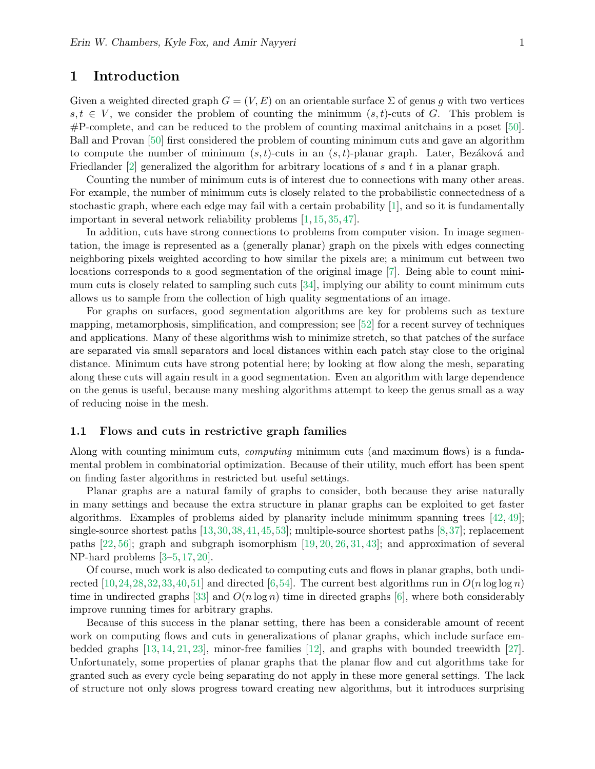## 1 Introduction

Given a weighted directed graph $G = (V, E)$ on an orientable surface $\Sigma$ of genus $g$ with two vertices $s, t \in V$, we consider the problem of counting the minimum $(s, t)$-cuts of $G$. This problem is #P-complete, and can be reduced to the problem of counting maximal anitchains in a poset [50]. Ball and Provan [50] first considered the problem of counting minimum cuts and gave an algorithm to compute the number of minimum $(s, t)$-cuts in an $(s, t)$-planar graph. Later, Bezáková and Friedlander [2] generalized the algorithm for arbitrary locations of $s$ and $t$ in a planar graph.

Counting the number of minimum cuts is of interest due to connections with many other areas. For example, the number of minimum cuts is closely related to the probabilistic connectedness of a stochastic graph, where each edge may fail with a certain probability [1], and so it is fundamentally important in several network reliability problems [1, 15, 35, 47].

In addition, cuts have strong connections to problems from computer vision. In image segmentation, the image is represented as a (generally planar) graph on the pixels with edges connecting neighboring pixels weighted according to how similar the pixels are; a minimum cut between two locations corresponds to a good segmentation of the original image [7]. Being able to count minimum cuts is closely related to sampling such cuts [34], implying our ability to count minimum cuts allows us to sample from the collection of high quality segmentations of an image.

For graphs on surfaces, good segmentation algorithms are key for problems such as texture mapping, metamorphosis, simplification, and compression; see [52] for a recent survey of techniques and applications. Many of these algorithms wish to minimize stretch, so that patches of the surface are separated via small separators and local distances within each patch stay close to the original distance. Minimum cuts have strong potential here; by looking at flow along the mesh, separating along these cuts will again result in a good segmentation. Even an algorithm with large dependence on the genus is useful, because many meshing algorithms attempt to keep the genus small as a way of reducing noise in the mesh.

### 1.1 Flows and cuts in restrictive graph families

Along with counting minimum cuts, *computing* minimum cuts (and maximum flows) is a fundamental problem in combinatorial optimization. Because of their utility, much effort has been spent on finding faster algorithms in restricted but useful settings.

Planar graphs are a natural family of graphs to consider, both because they arise naturally in many settings and because the extra structure in planar graphs can be exploited to get faster algorithms. Examples of problems aided by planarity include minimum spanning trees [42, 49]; single-source shortest paths [13, 30, 38, 41, 45, 53]; multiple-source shortest paths [8, 37]; replacement paths [22, 56]; graph and subgraph isomorphism [19, 20, 26, 31, 43]; and approximation of several NP-hard problems [3–5, 17, 20].

Of course, much work is also dedicated to computing cuts and flows in planar graphs, both undirected [10, 24, 28, 32, 33, 40, 51] and directed [6, 54]. The current best algorithms run in $O(n \log \log n)$ time in undirected graphs [33] and $O(n \log n)$ time in directed graphs [6], where both considerably improve running times for arbitrary graphs.

Because of this success in the planar setting, there has been a considerable amount of recent work on computing flows and cuts in generalizations of planar graphs, which include surface embedded graphs [13, 14, 21, 23], minor-free families [12], and graphs with bounded treewidth [27]. Unfortunately, some properties of planar graphs that the planar flow and cut algorithms take for granted such as every cycle being separating do not apply in these more general settings. The lack of structure not only slows progress toward creating new algorithms, but it introduces surprising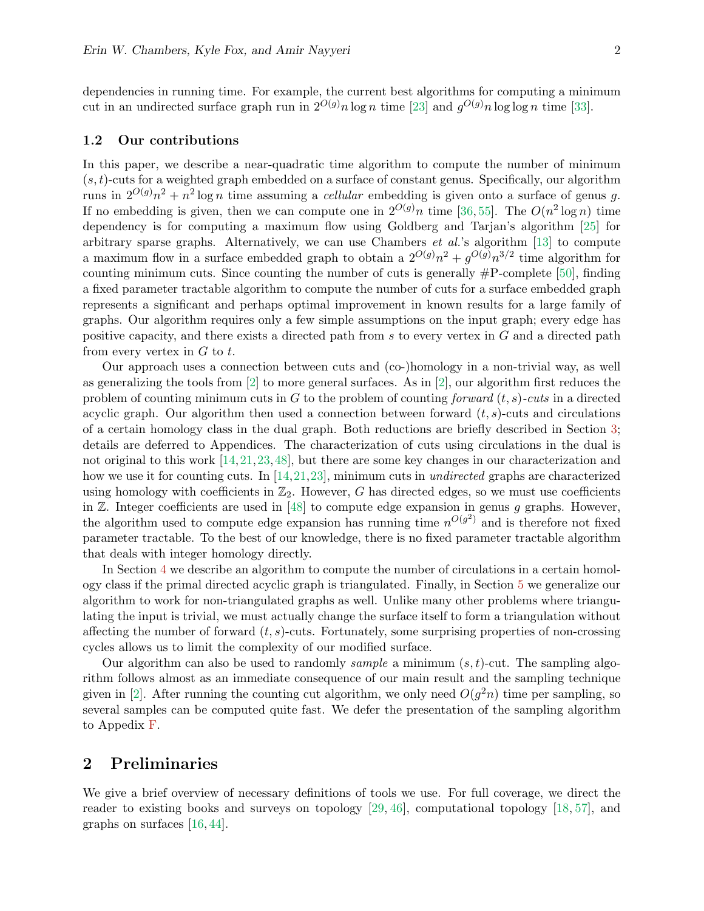dependencies in running time. For example, the current best algorithms for computing a minimum cut in an undirected surface graph run in $2^{O(g)} n \log n$ time [23] and $g^{O(g)} n \log \log n$ time [33].

### 1.2 Our contributions

In this paper, we describe a near-quadratic time algorithm to compute the number of minimum $(s,t)$-cuts for a weighted graph embedded on a surface of constant genus. Specifically, our algorithm runs in $2^{O(g)}n^2 + n^2 \log n$ time assuming a *cellular* embedding is given onto a surface of genus $g$. If no embedding is given, then we can compute one in $2^{O(g)}n$ time [36, 55]. The $O(n^2 \log n)$ time dependency is for computing a maximum flow using Goldberg and Tarjan's algorithm [25] for arbitrary sparse graphs. Alternatively, we can use Chambers *et al.*'s algorithm [13] to compute a maximum flow in a surface embedded graph to obtain a $2^{O(g)}n^2 + g^{O(g)}n^{3/2}$ time algorithm for counting minimum cuts. Since counting the number of cuts is generally #P-complete [50], finding a fixed parameter tractable algorithm to compute the number of cuts for a surface embedded graph represents a significant and perhaps optimal improvement in known results for a large family of graphs. Our algorithm requires only a few simple assumptions on the input graph; every edge has positive capacity, and there exists a directed path from $s$ to every vertex in $G$ and a directed path from every vertex in $G$ to $t$.

Our approach uses a connection between cuts and (co-)homology in a non-trivial way, as well as generalizing the tools from [2] to more general surfaces. As in [2], our algorithm first reduces the problem of counting minimum cuts in $G$ to the problem of counting *forward* $(t,s)$*-cuts* in a directed acyclic graph. Our algorithm then used a connection between forward $(t,s)$-cuts and circulations of a certain homology class in the dual graph. Both reductions are briefly described in Section 3; details are deferred to Appendices. The characterization of cuts using circulations in the dual is not original to this work [14, 21, 23, 48], but there are some key changes in our characterization and how we use it for counting cuts. In [14, 21, 23], minimum cuts in *undirected* graphs are characterized using homology with coefficients in $\mathbb{Z}_2$. However, $G$ has directed edges, so we must use coefficients in $\mathbb{Z}$. Integer coefficients are used in [48] to compute edge expansion in genus $g$ graphs. However, the algorithm used to compute edge expansion has running time $n^{O(g^2)}$ and is therefore not fixed parameter tractable. To the best of our knowledge, there is no fixed parameter tractable algorithm that deals with integer homology directly.

In Section 4 we describe an algorithm to compute the number of circulations in a certain homology class if the primal directed acyclic graph is triangulated. Finally, in Section 5 we generalize our algorithm to work for non-triangulated graphs as well. Unlike many other problems where triangulating the input is trivial, we must actually change the surface itself to form a triangulation without affecting the number of forward $(t,s)$-cuts. Fortunately, some surprising properties of non-crossing cycles allows us to limit the complexity of our modified surface.

Our algorithm can also be used to randomly *sample* a minimum $(s,t)$-cut. The sampling algorithm follows almost as an immediate consequence of our main result and the sampling technique given in [2]. After running the counting cut algorithm, we only need $O(g^2 n)$ time per sampling, so several samples can be computed quite fast. We defer the presentation of the sampling algorithm to Appedix F.

## 2 Preliminaries

We give a brief overview of necessary definitions of tools we use. For full coverage, we direct the reader to existing books and surveys on topology [29, 46], computational topology [18, 57], and graphs on surfaces [16, 44].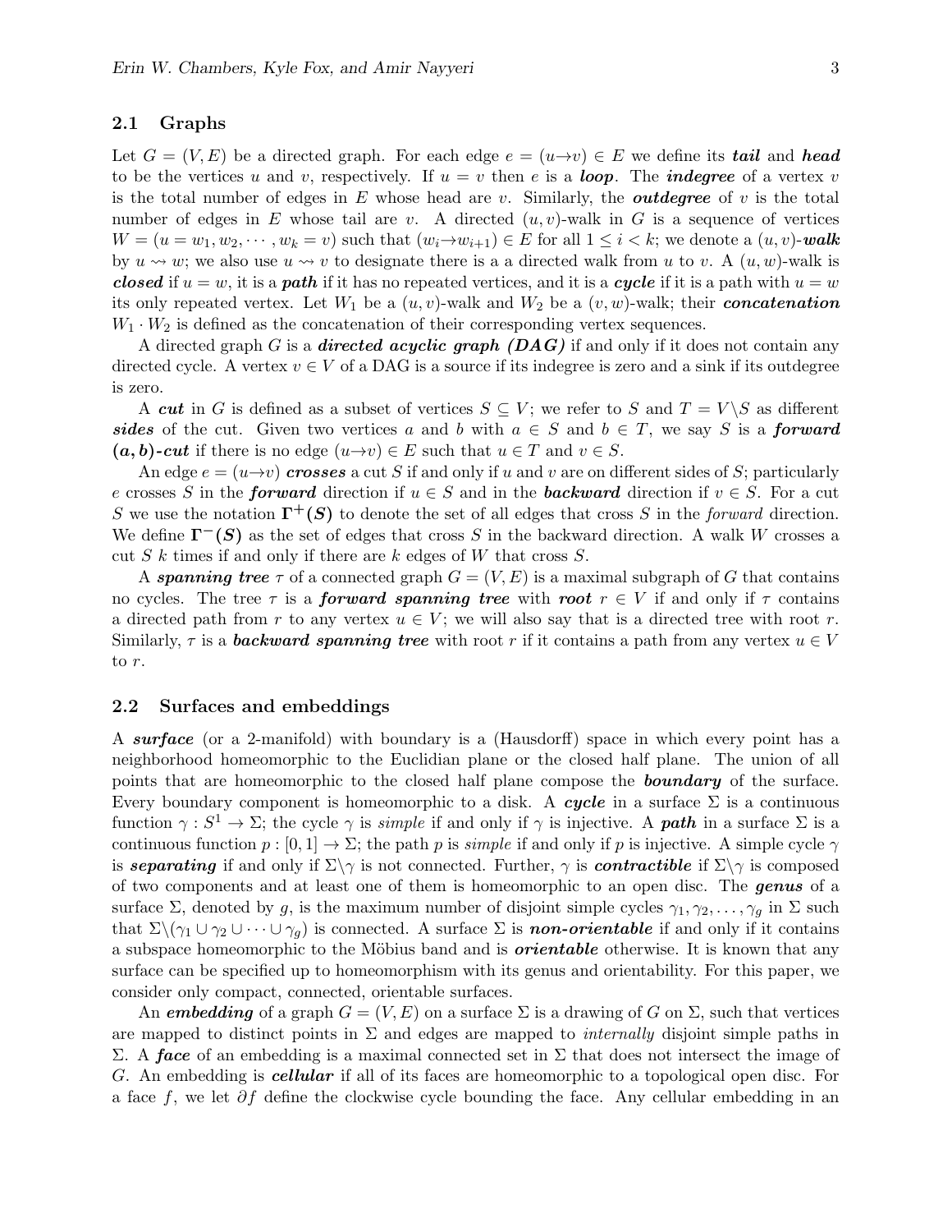### 2.1 Graphs

Let $G = (V, E)$ be a directed graph. For each edge $e = (u \to v) \in E$ we define its ***tail*** and ***head*** to be the vertices $u$ and $v$, respectively. If $u = v$ then $e$ is a ***loop***. The ***indegree*** of a vertex $v$ is the total number of edges in $E$ whose head are $v$. Similarly, the ***outdegree*** of $v$ is the total number of edges in $E$ whose tail are $v$. A directed $(u, v)$-walk in $G$ is a sequence of vertices $W = (u = w_1, w_2, \cdots, w_k = v)$ such that $(w_i \to w_{i+1}) \in E$ for all $1 \leq i < k$; we denote a $(u, v)$-***walk*** by $u \rightsquigarrow w$; we also use $u \rightsquigarrow v$ to designate there is a a directed walk from $u$ to $v$. A $(u, w)$-walk is ***closed*** if $u = w$, it is a ***path*** if it has no repeated vertices, and it is a ***cycle*** if it is a path with $u = w$ its only repeated vertex. Let $W_1$ be a $(u, v)$-walk and $W_2$ be a $(v, w)$-walk; their ***concatenation*** $W_1 \cdot W_2$ is defined as the concatenation of their corresponding vertex sequences.

A directed graph $G$ is a ***directed acyclic graph (DAG)*** if and only if it does not contain any directed cycle. A vertex $v \in V$ of a DAG is a source if its indegree is zero and a sink if its outdegree is zero.

A ***cut*** in $G$ is defined as a subset of vertices $S \subseteq V$; we refer to $S$ and $T = V \backslash S$ as different ***sides*** of the cut. Given two vertices $a$ and $b$ with $a \in S$ and $b \in T$, we say $S$ is a ***forward*** $\boldsymbol{(a, b)}$***-cut*** if there is no edge $(u \to v) \in E$ such that $u \in T$ and $v \in S$.

An edge $e = (u \to v)$ ***crosses*** a cut $S$ if and only if $u$ and $v$ are on different sides of $S$; particularly $e$ crosses $S$ in the ***forward*** direction if $u \in S$ and in the ***backward*** direction if $v \in S$. For a cut $S$ we use the notation $\boldsymbol{\Gamma^+(S)}$ to denote the set of all edges that cross $S$ in the *forward* direction. We define $\boldsymbol{\Gamma^-(S)}$ as the set of edges that cross $S$ in the backward direction. A walk $W$ crosses a cut $S$ $k$ times if and only if there are $k$ edges of $W$ that cross $S$.

A ***spanning tree*** $\tau$ of a connected graph $G = (V, E)$ is a maximal subgraph of $G$ that contains no cycles. The tree $\tau$ is a ***forward spanning tree*** with ***root*** $r \in V$ if and only if $\tau$ contains a directed path from $r$ to any vertex $u \in V$; we will also say that is a directed tree with root $r$. Similarly, $\tau$ is a ***backward spanning tree*** with root $r$ if it contains a path from any vertex $u \in V$ to $r$.

### 2.2 Surfaces and embeddings

A ***surface*** (or a 2-manifold) with boundary is a (Hausdorff) space in which every point has a neighborhood homeomorphic to the Euclidian plane or the closed half plane. The union of all points that are homeomorphic to the closed half plane compose the ***boundary*** of the surface. Every boundary component is homeomorphic to a disk. A ***cycle*** in a surface $\Sigma$ is a continuous function $\gamma : S^1 \to \Sigma$; the cycle $\gamma$ is *simple* if and only if $\gamma$ is injective. A ***path*** in a surface $\Sigma$ is a continuous function $p : [0, 1] \to \Sigma$; the path $p$ is *simple* if and only if $p$ is injective. A simple cycle $\gamma$ is ***separating*** if and only if $\Sigma \backslash \gamma$ is not connected. Further, $\gamma$ is ***contractible*** if $\Sigma \backslash \gamma$ is composed of two components and at least one of them is homeomorphic to an open disc. The ***genus*** of a surface $\Sigma$, denoted by $g$, is the maximum number of disjoint simple cycles $\gamma_1, \gamma_2, \ldots, \gamma_g$ in $\Sigma$ such that $\Sigma \backslash (\gamma_1 \cup \gamma_2 \cup \cdots \cup \gamma_g)$ is connected. A surface $\Sigma$ is ***non-orientable*** if and only if it contains a subspace homeomorphic to the Möbius band and is ***orientable*** otherwise. It is known that any surface can be specified up to homeomorphism with its genus and orientability. For this paper, we consider only compact, connected, orientable surfaces.

An ***embedding*** of a graph $G = (V, E)$ on a surface $\Sigma$ is a drawing of $G$ on $\Sigma$, such that vertices are mapped to distinct points in $\Sigma$ and edges are mapped to *internally* disjoint simple paths in $\Sigma$. A ***face*** of an embedding is a maximal connected set in $\Sigma$ that does not intersect the image of $G$. An embedding is ***cellular*** if all of its faces are homeomorphic to a topological open disc. For a face $f$, we let $\partial f$ define the clockwise cycle bounding the face. Any cellular embedding in an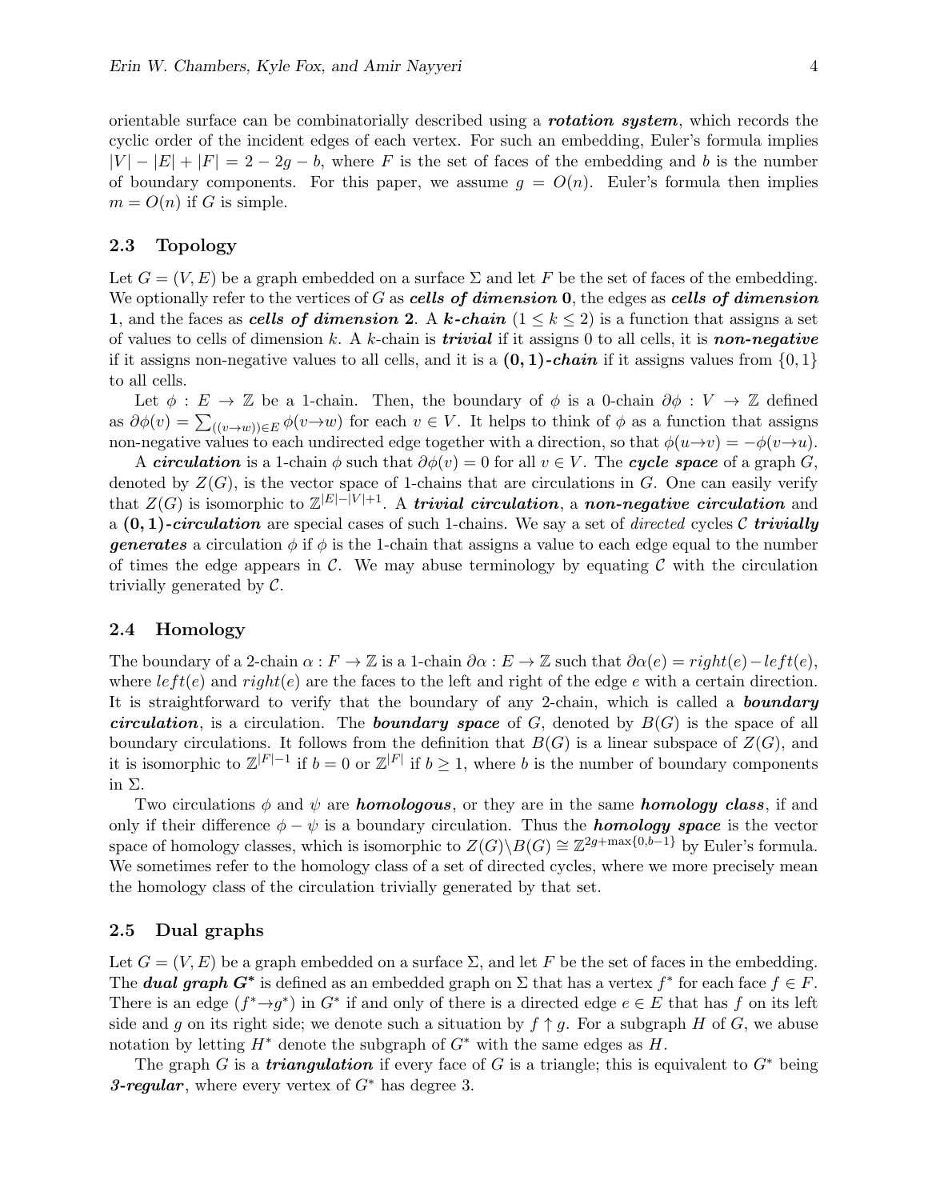orientable surface can be combinatorially described using a ***rotation system***, which records the cyclic order of the incident edges of each vertex. For such an embedding, Euler's formula implies $|V| - |E| + |F| = 2 - 2g - b$, where $F$ is the set of faces of the embedding and $b$ is the number of boundary components. For this paper, we assume $g = O(n)$. Euler's formula then implies $m = O(n)$ if $G$ is simple.

## 2.3 Topology

Let $G = (V, E)$ be a graph embedded on a surface $\Sigma$ and let $F$ be the set of faces of the embedding. We optionally refer to the vertices of $G$ as ***cells of dimension* 0**, the edges as ***cells of dimension* 1**, and the faces as ***cells of dimension* 2**. A ***k-chain*** ($1 \leq k \leq 2$) is a function that assigns a set of values to cells of dimension $k$. A $k$-chain is ***trivial*** if it assigns 0 to all cells, it is ***non-negative*** if it assigns non-negative values to all cells, and it is a **(0, 1)*-chain*** if it assigns values from $\{0, 1\}$ to all cells.

Let $\phi : E \to \mathbb{Z}$ be a 1-chain. Then, the boundary of $\phi$ is a 0-chain $\partial\phi : V \to \mathbb{Z}$ defined as $\partial\phi(v) = \sum_{((v \to w)) \in E} \phi(v \to w)$ for each $v \in V$. It helps to think of $\phi$ as a function that assigns non-negative values to each undirected edge together with a direction, so that $\phi(u \to v) = -\phi(v \to u)$.

A ***circulation*** is a 1-chain $\phi$ such that $\partial\phi(v) = 0$ for all $v \in V$. The ***cycle space*** of a graph $G$, denoted by $Z(G)$, is the vector space of 1-chains that are circulations in $G$. One can easily verify that $Z(G)$ is isomorphic to $\mathbb{Z}^{|E|-|V|+1}$. A ***trivial circulation***, a ***non-negative circulation*** and a **(0, 1)*-circulation*** are special cases of such 1-chains. We say a set of *directed* cycles $\mathcal{C}$ ***trivially generates*** a circulation $\phi$ if $\phi$ is the 1-chain that assigns a value to each edge equal to the number of times the edge appears in $\mathcal{C}$. We may abuse terminology by equating $\mathcal{C}$ with the circulation trivially generated by $\mathcal{C}$.

## 2.4 Homology

The boundary of a 2-chain $\alpha : F \to \mathbb{Z}$ is a 1-chain $\partial\alpha : E \to \mathbb{Z}$ such that $\partial\alpha(e) = right(e) - left(e)$, where $left(e)$ and $right(e)$ are the faces to the left and right of the edge $e$ with a certain direction. It is straightforward to verify that the boundary of any 2-chain, which is called a ***boundary circulation***, is a circulation. The ***boundary space*** of $G$, denoted by $B(G)$ is the space of all boundary circulations. It follows from the definition that $B(G)$ is a linear subspace of $Z(G)$, and it is isomorphic to $\mathbb{Z}^{|F|-1}$ if $b = 0$ or $\mathbb{Z}^{|F|}$ if $b \geq 1$, where $b$ is the number of boundary components in $\Sigma$.

Two circulations $\phi$ and $\psi$ are ***homologous***, or they are in the same ***homology class***, if and only if their difference $\phi - \psi$ is a boundary circulation. Thus the ***homology space*** is the vector space of homology classes, which is isomorphic to $Z(G) \backslash B(G) \cong \mathbb{Z}^{2g+\max\{0,b-1\}}$ by Euler's formula. We sometimes refer to the homology class of a set of directed cycles, where we more precisely mean the homology class of the circulation trivially generated by that set.

## 2.5 Dual graphs

Let $G = (V, E)$ be a graph embedded on a surface $\Sigma$, and let $F$ be the set of faces in the embedding. The ***dual graph G\**** is defined as an embedded graph on $\Sigma$ that has a vertex $f^*$ for each face $f \in F$. There is an edge $(f^* \to g^*)$ in $G^*$ if and only of there is a directed edge $e \in E$ that has $f$ on its left side and $g$ on its right side; we denote such a situation by $f \uparrow g$. For a subgraph $H$ of $G$, we abuse notation by letting $H^*$ denote the subgraph of $G^*$ with the same edges as $H$.

The graph $G$ is a ***triangulation*** if every face of $G$ is a triangle; this is equivalent to $G^*$ being ***3-regular***, where every vertex of $G^*$ has degree 3.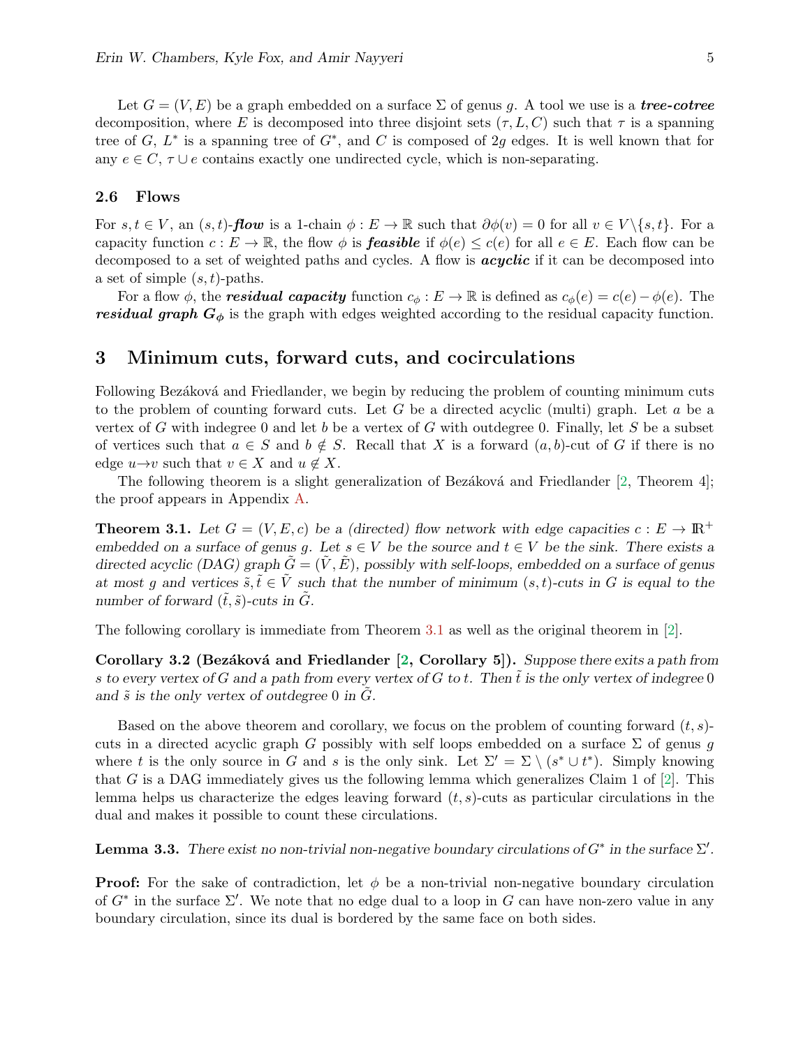Let $G = (V, E)$ be a graph embedded on a surface $\Sigma$ of genus $g$. A tool we use is a ***tree-cotree*** decomposition, where $E$ is decomposed into three disjoint sets $(\tau, L, C)$ such that $\tau$ is a spanning tree of $G$, $L^*$ is a spanning tree of $G^*$, and $C$ is composed of $2g$ edges. It is well known that for any $e \in C$, $\tau \cup e$ contains exactly one undirected cycle, which is non-separating.

### 2.6 Flows

For $s, t \in V$, an $(s,t)$-***flow*** is a 1-chain $\phi : E \to \mathbb{R}$ such that $\partial\phi(v) = 0$ for all $v \in V \setminus \{s, t\}$. For a capacity function $c : E \to \mathbb{R}$, the flow $\phi$ is ***feasible*** if $\phi(e) \leq c(e)$ for all $e \in E$. Each flow can be decomposed to a set of weighted paths and cycles. A flow is ***acyclic*** if it can be decomposed into a set of simple $(s,t)$-paths.

For a flow $\phi$, the ***residual capacity*** function $c_\phi : E \to \mathbb{R}$ is defined as $c_\phi(e) = c(e) - \phi(e)$. The ***residual graph*** $\boldsymbol{G_\phi}$ is the graph with edges weighted according to the residual capacity function.

## 3 Minimum cuts, forward cuts, and cocirculations

Following Bezáková and Friedlander, we begin by reducing the problem of counting minimum cuts to the problem of counting forward cuts. Let $G$ be a directed acyclic (multi) graph. Let $a$ be a vertex of $G$ with indegree 0 and let $b$ be a vertex of $G$ with outdegree 0. Finally, let $S$ be a subset of vertices such that $a \in S$ and $b \notin S$. Recall that $X$ is a forward $(a,b)$-cut of $G$ if there is no edge $u \to v$ such that $v \in X$ and $u \notin X$.

The following theorem is a slight generalization of Bezáková and Friedlander [2, Theorem 4]; the proof appears in Appendix A.

**Theorem 3.1.** *Let $G = (V, E, c)$ be a (directed) flow network with edge capacities $c : E \to \mathbb{R}^+$ embedded on a surface of genus $g$. Let $s \in V$ be the source and $t \in V$ be the sink. There exists a directed acyclic (DAG) graph $\tilde{G} = (\tilde{V}, \tilde{E})$, possibly with self-loops, embedded on a surface of genus at most $g$ and vertices $\tilde{s}, \tilde{t} \in \tilde{V}$ such that the number of minimum $(s,t)$-cuts in $G$ is equal to the number of forward $(\tilde{t}, \tilde{s})$-cuts in $\tilde{G}$.*

The following corollary is immediate from Theorem 3.1 as well as the original theorem in [2].

**Corollary 3.2 (Bezáková and Friedlander [2, Corollary 5]).** *Suppose there exits a path from $s$ to every vertex of $G$ and a path from every vertex of $G$ to $t$. Then $\tilde{t}$ is the only vertex of indegree 0 and $\tilde{s}$ is the only vertex of outdegree 0 in $\tilde{G}$.*

Based on the above theorem and corollary, we focus on the problem of counting forward $(t, s)$-cuts in a directed acyclic graph $G$ possibly with self loops embedded on a surface $\Sigma$ of genus $g$ where $t$ is the only source in $G$ and $s$ is the only sink. Let $\Sigma' = \Sigma \setminus (s^* \cup t^*)$. Simply knowing that $G$ is a DAG immediately gives us the following lemma which generalizes Claim 1 of [2]. This lemma helps us characterize the edges leaving forward $(t,s)$-cuts as particular circulations in the dual and makes it possible to count these circulations.

**Lemma 3.3.** *There exist no non-trivial non-negative boundary circulations of $G^*$ in the surface $\Sigma'$.*

**Proof:** For the sake of contradiction, let $\phi$ be a non-trivial non-negative boundary circulation of $G^*$ in the surface $\Sigma'$. We note that no edge dual to a loop in $G$ can have non-zero value in any boundary circulation, since its dual is bordered by the same face on both sides.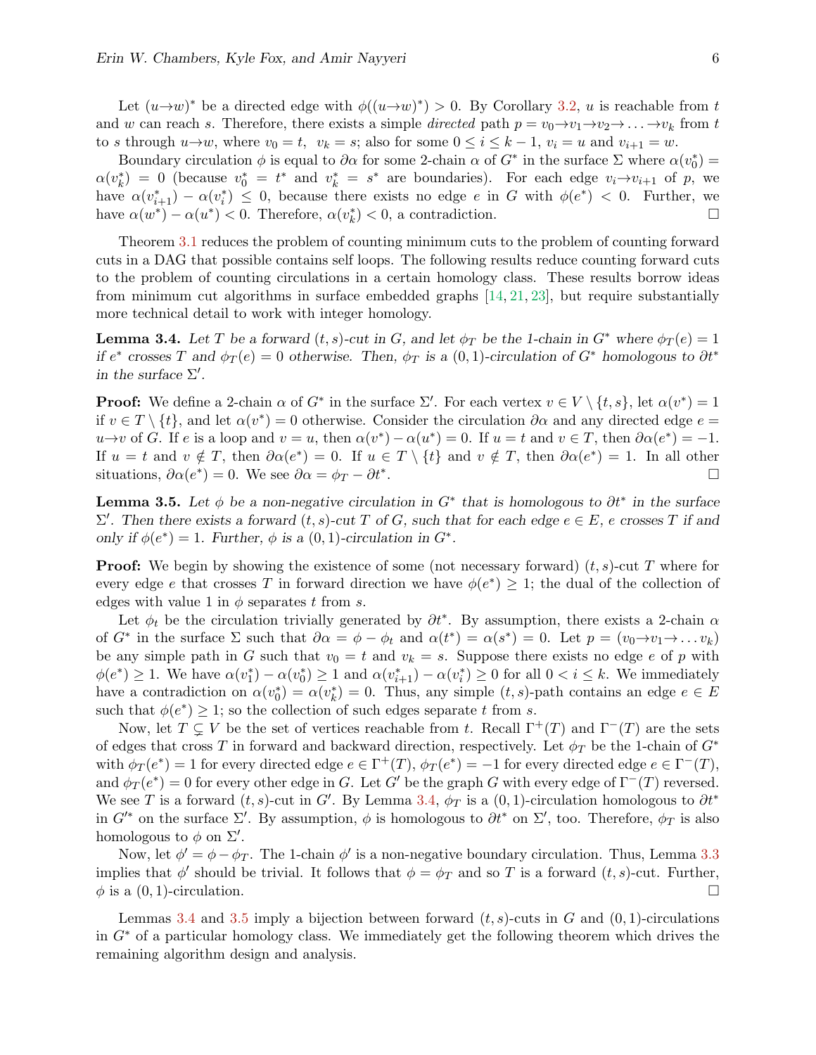Let $(u{\to}w)^*$ be a directed edge with $\phi((u{\to}w)^*) > 0$. By Corollary 3.2, $u$ is reachable from $t$ and $w$ can reach $s$. Therefore, there exists a simple *directed* path $p = v_0{\to}v_1{\to}v_2{\to}\ldots{\to}v_k$ from $t$ to $s$ through $u{\to}w$, where $v_0 = t$, $v_k = s$; also for some $0 \le i \le k-1$, $v_i = u$ and $v_{i+1} = w$.

Boundary circulation $\phi$ is equal to $\partial\alpha$ for some 2-chain $\alpha$ of $G^*$ in the surface $\Sigma$ where $\alpha(v_0^*) = \alpha(v_k^*) = 0$ (because $v_0^* = t^*$ and $v_k^* = s^*$ are boundaries). For each edge $v_i{\to}v_{i+1}$ of $p$, we have $\alpha(v_{i+1}^*) - \alpha(v_i^*) \le 0$, because there exists no edge $e$ in $G$ with $\phi(e^*) < 0$. Further, we have $\alpha(w^*) - \alpha(u^*) < 0$. Therefore, $\alpha(v_k^*) < 0$, a contradiction. □

Theorem 3.1 reduces the problem of counting minimum cuts to the problem of counting forward cuts in a DAG that possible contains self loops. The following results reduce counting forward cuts to the problem of counting circulations in a certain homology class. These results borrow ideas from minimum cut algorithms in surface embedded graphs [14, 21, 23], but require substantially more technical detail to work with integer homology.

**Lemma 3.4.** *Let $T$ be a forward $(t,s)$-cut in $G$, and let $\phi_T$ be the 1-chain in $G^*$ where $\phi_T(e) = 1$ if $e^*$ crosses $T$ and $\phi_T(e) = 0$ otherwise. Then, $\phi_T$ is a $(0,1)$-circulation of $G^*$ homologous to $\partial t^*$ in the surface $\Sigma'$.*

**Proof:** We define a 2-chain $\alpha$ of $G^*$ in the surface $\Sigma'$. For each vertex $v \in V \setminus \{t,s\}$, let $\alpha(v^*) = 1$ if $v \in T \setminus \{t\}$, and let $\alpha(v^*) = 0$ otherwise. Consider the circulation $\partial\alpha$ and any directed edge $e = u{\to}v$ of $G$. If $e$ is a loop and $v = u$, then $\alpha(v^*) - \alpha(u^*) = 0$. If $u = t$ and $v \in T$, then $\partial\alpha(e^*) = -1$. If $u = t$ and $v \notin T$, then $\partial\alpha(e^*) = 0$. If $u \in T \setminus \{t\}$ and $v \notin T$, then $\partial\alpha(e^*) = 1$. In all other situations, $\partial\alpha(e^*) = 0$. We see $\partial\alpha = \phi_T - \partial t^*$. □

**Lemma 3.5.** *Let $\phi$ be a non-negative circulation in $G^*$ that is homologous to $\partial t^*$ in the surface $\Sigma'$. Then there exists a forward $(t,s)$-cut $T$ of $G$, such that for each edge $e \in E$, $e$ crosses $T$ if and only if $\phi(e^*) = 1$. Further, $\phi$ is a $(0,1)$-circulation in $G^*$.*

**Proof:** We begin by showing the existence of some (not necessary forward) $(t,s)$-cut $T$ where for every edge $e$ that crosses $T$ in forward direction we have $\phi(e^*) \ge 1$; the dual of the collection of edges with value 1 in $\phi$ separates $t$ from $s$.

Let $\phi_t$ be the circulation trivially generated by $\partial t^*$. By assumption, there exists a 2-chain $\alpha$ of $G^*$ in the surface $\Sigma$ such that $\partial\alpha = \phi - \phi_t$ and $\alpha(t^*) = \alpha(s^*) = 0$. Let $p = (v_0{\to}v_1{\to}\ldots v_k)$ be any simple path in $G$ such that $v_0 = t$ and $v_k = s$. Suppose there exists no edge $e$ of $p$ with $\phi(e^*) \ge 1$. We have $\alpha(v_1^*) - \alpha(v_0^*) \ge 1$ and $\alpha(v_{i+1}^*) - \alpha(v_i^*) \ge 0$ for all $0 < i \le k$. We immediately have a contradiction on $\alpha(v_0^*) = \alpha(v_k^*) = 0$. Thus, any simple $(t,s)$-path contains an edge $e \in E$ such that $\phi(e^*) \ge 1$; so the collection of such edges separate $t$ from $s$.

Now, let $T \subsetneq V$ be the set of vertices reachable from $t$. Recall $\Gamma^+(T)$ and $\Gamma^-(T)$ are the sets of edges that cross $T$ in forward and backward direction, respectively. Let $\phi_T$ be the 1-chain of $G^*$ with $\phi_T(e^*) = 1$ for every directed edge $e \in \Gamma^+(T)$, $\phi_T(e^*) = -1$ for every directed edge $e \in \Gamma^-(T)$, and $\phi_T(e^*) = 0$ for every other edge in $G$. Let $G'$ be the graph $G$ with every edge of $\Gamma^-(T)$ reversed. We see $T$ is a forward $(t,s)$-cut in $G'$. By Lemma 3.4, $\phi_T$ is a $(0,1)$-circulation homologous to $\partial t^*$ in $G'^*$ on the surface $\Sigma'$. By assumption, $\phi$ is homologous to $\partial t^*$ on $\Sigma'$, too. Therefore, $\phi_T$ is also homologous to $\phi$ on $\Sigma'$.

Now, let $\phi' = \phi - \phi_T$. The 1-chain $\phi'$ is a non-negative boundary circulation. Thus, Lemma 3.3 implies that $\phi'$ should be trivial. It follows that $\phi = \phi_T$ and so $T$ is a forward $(t,s)$-cut. Further, $\phi$ is a $(0,1)$-circulation. □

Lemmas 3.4 and 3.5 imply a bijection between forward $(t,s)$-cuts in $G$ and $(0,1)$-circulations in $G^*$ of a particular homology class. We immediately get the following theorem which drives the remaining algorithm design and analysis.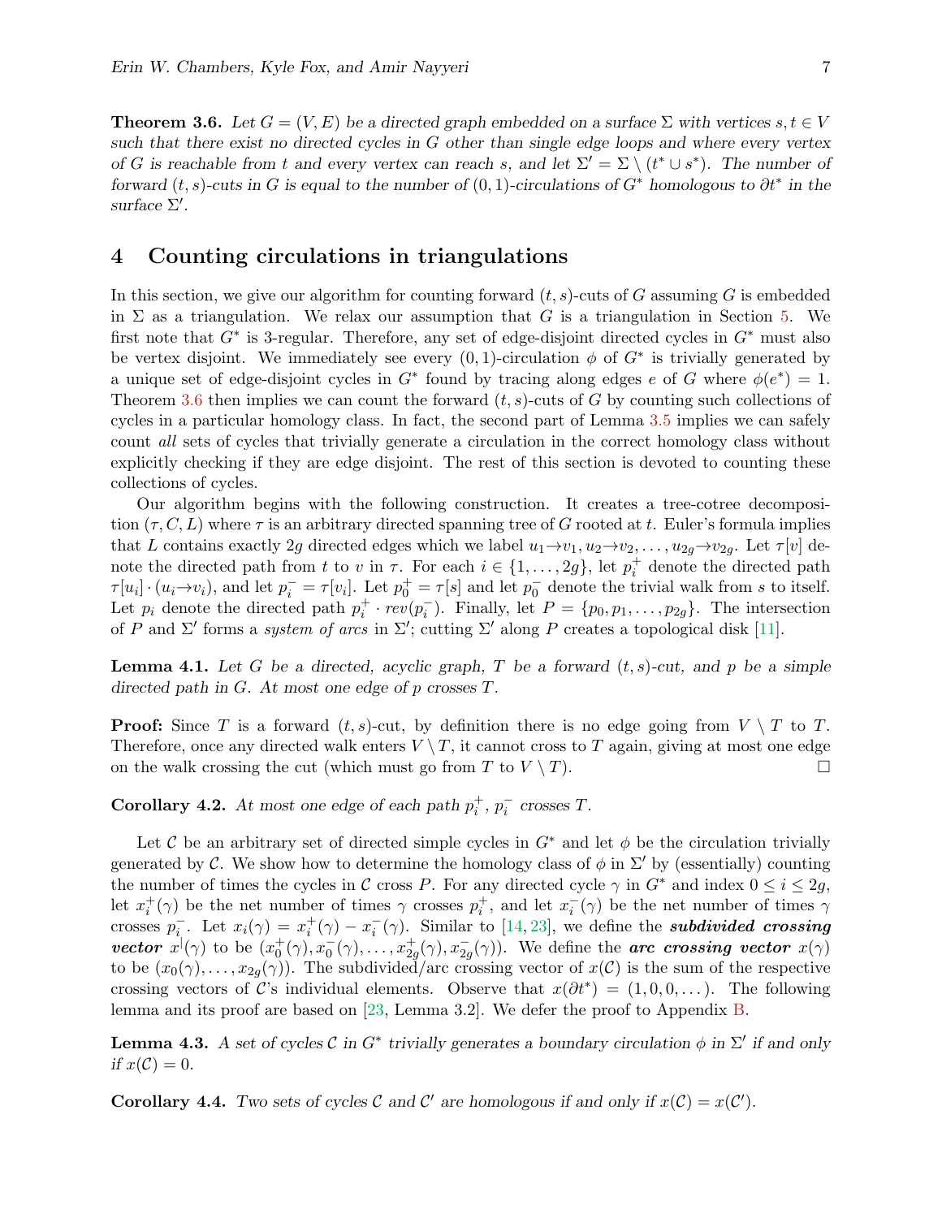**Theorem 3.6.** *Let $G = (V, E)$ be a directed graph embedded on a surface $\Sigma$ with vertices $s, t \in V$ such that there exist no directed cycles in $G$ other than single edge loops and where every vertex of $G$ is reachable from $t$ and every vertex can reach $s$, and let $\Sigma' = \Sigma \setminus (t^* \cup s^*)$. The number of forward $(t, s)$-cuts in $G$ is equal to the number of $(0, 1)$-circulations of $G^*$ homologous to $\partial t^*$ in the surface $\Sigma'$.*

## 4 Counting circulations in triangulations

In this section, we give our algorithm for counting forward $(t, s)$-cuts of $G$ assuming $G$ is embedded in $\Sigma$ as a triangulation. We relax our assumption that $G$ is a triangulation in Section 5. We first note that $G^*$ is 3-regular. Therefore, any set of edge-disjoint directed cycles in $G^*$ must also be vertex disjoint. We immediately see every $(0, 1)$-circulation $\phi$ of $G^*$ is trivially generated by a unique set of edge-disjoint cycles in $G^*$ found by tracing along edges $e$ of $G$ where $\phi(e^*) = 1$. Theorem 3.6 then implies we can count the forward $(t, s)$-cuts of $G$ by counting such collections of cycles in a particular homology class. In fact, the second part of Lemma 3.5 implies we can safely count *all* sets of cycles that trivially generate a circulation in the correct homology class without explicitly checking if they are edge disjoint. The rest of this section is devoted to counting these collections of cycles.

Our algorithm begins with the following construction. It creates a tree-cotree decomposition $(\tau, C, L)$ where $\tau$ is an arbitrary directed spanning tree of $G$ rooted at $t$. Euler's formula implies that $L$ contains exactly $2g$ directed edges which we label $u_1 \to v_1, u_2 \to v_2, \dots, u_{2g} \to v_{2g}$. Let $\tau[v]$ denote the directed path from $t$ to $v$ in $\tau$. For each $i \in \{1, \dots, 2g\}$, let $p_i^+$ denote the directed path $\tau[u_i] \cdot (u_i \to v_i)$, and let $p_i^- = \tau[v_i]$. Let $p_0^+ = \tau[s]$ and let $p_0^-$ denote the trivial walk from $s$ to itself. Let $p_i$ denote the directed path $p_i^+ \cdot rev(p_i^-)$. Finally, let $P = \{p_0, p_1, \dots, p_{2g}\}$. The intersection of $P$ and $\Sigma'$ forms a *system of arcs* in $\Sigma'$; cutting $\Sigma'$ along $P$ creates a topological disk [11].

**Lemma 4.1.** *Let $G$ be a directed, acyclic graph, $T$ be a forward $(t, s)$-cut, and $p$ be a simple directed path in $G$. At most one edge of $p$ crosses $T$.*

**Proof:** Since $T$ is a forward $(t, s)$-cut, by definition there is no edge going from $V \setminus T$ to $T$. Therefore, once any directed walk enters $V \setminus T$, it cannot cross to $T$ again, giving at most one edge on the walk crossing the cut (which must go from $T$ to $V \setminus T$). □

**Corollary 4.2.** *At most one edge of each path $p_i^+$, $p_i^-$ crosses $T$.*

Let $\mathcal{C}$ be an arbitrary set of directed simple cycles in $G^*$ and let $\phi$ be the circulation trivially generated by $\mathcal{C}$. We show how to determine the homology class of $\phi$ in $\Sigma'$ by (essentially) counting the number of times the cycles in $\mathcal{C}$ cross $P$. For any directed cycle $\gamma$ in $G^*$ and index $0 \le i \le 2g$, let $x_i^+(\gamma)$ be the net number of times $\gamma$ crosses $p_i^+$, and let $x_i^-(\gamma)$ be the net number of times $\gamma$ crosses $p_i^-$. Let $x_i(\gamma) = x_i^+(\gamma) - x_i^-(\gamma)$. Similar to [14, 23], we define the ***subdivided crossing vector*** $x^|(\gamma)$ to be $(x_0^+(\gamma), x_0^-(\gamma), \dots, x_{2g}^+(\gamma), x_{2g}^-(\gamma))$. We define the ***arc crossing vector*** $x(\gamma)$ to be $(x_0(\gamma), \dots, x_{2g}(\gamma))$. The subdivided/arc crossing vector of $x(\mathcal{C})$ is the sum of the respective crossing vectors of $\mathcal{C}$'s individual elements. Observe that $x(\partial t^*) = (1, 0, 0, \dots)$. The following lemma and its proof are based on [23, Lemma 3.2]. We defer the proof to Appendix B.

**Lemma 4.3.** *A set of cycles $\mathcal{C}$ in $G^*$ trivially generates a boundary circulation $\phi$ in $\Sigma'$ if and only if $x(\mathcal{C}) = 0$.*

**Corollary 4.4.** *Two sets of cycles $\mathcal{C}$ and $\mathcal{C}'$ are homologous if and only if $x(\mathcal{C}) = x(\mathcal{C}')$.*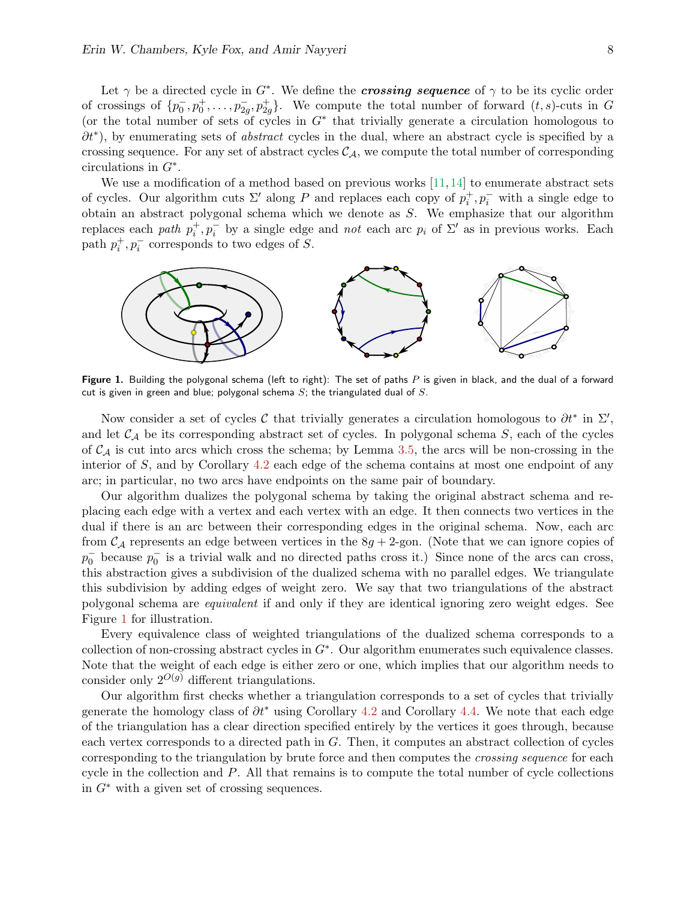Let $\gamma$ be a directed cycle in $G^*$. We define the ***crossing sequence*** of $\gamma$ to be its cyclic order of crossings of $\{p_0^-, p_0^+, \ldots, p_{2g}^-, p_{2g}^+\}$. We compute the total number of forward $(t,s)$-cuts in $G$ (or the total number of sets of cycles in $G^*$ that trivially generate a circulation homologous to $\partial t^*$), by enumerating sets of *abstract* cycles in the dual, where an abstract cycle is specified by a crossing sequence. For any set of abstract cycles $\mathcal{C}_{\mathcal{A}}$, we compute the total number of corresponding circulations in $G^*$.

We use a modification of a method based on previous works [11, 14] to enumerate abstract sets of cycles. Our algorithm cuts $\Sigma'$ along $P$ and replaces each copy of $p_i^+, p_i^-$ with a single edge to obtain an abstract polygonal schema which we denote as $S$. We emphasize that our algorithm replaces each *path* $p_i^+, p_i^-$ by a single edge and *not* each arc $p_i$ of $\Sigma'$ as in previous works. Each path $p_i^+, p_i^-$ corresponds to two edges of $S$.

**Figure 1.** Building the polygonal schema (left to right): The set of paths $P$ is given in black, and the dual of a forward cut is given in green and blue; polygonal schema $S$; the triangulated dual of $S$.

Now consider a set of cycles $\mathcal{C}$ that trivially generates a circulation homologous to $\partial t^*$ in $\Sigma'$, and let $\mathcal{C}_{\mathcal{A}}$ be its corresponding abstract set of cycles. In polygonal schema $S$, each of the cycles of $\mathcal{C}_{\mathcal{A}}$ is cut into arcs which cross the schema; by Lemma 3.5, the arcs will be non-crossing in the interior of $S$, and by Corollary 4.2 each edge of the schema contains at most one endpoint of any arc; in particular, no two arcs have endpoints on the same pair of boundary.

Our algorithm dualizes the polygonal schema by taking the original abstract schema and replacing each edge with a vertex and each vertex with an edge. It then connects two vertices in the dual if there is an arc between their corresponding edges in the original schema. Now, each arc from $\mathcal{C}_{\mathcal{A}}$ represents an edge between vertices in the $8g+2$-gon. (Note that we can ignore copies of $p_0^-$ because $p_0^-$ is a trivial walk and no directed paths cross it.) Since none of the arcs can cross, this abstraction gives a subdivision of the dualized schema with no parallel edges. We triangulate this subdivision by adding edges of weight zero. We say that two triangulations of the abstract polygonal schema are *equivalent* if and only if they are identical ignoring zero weight edges. See Figure 1 for illustration.

Every equivalence class of weighted triangulations of the dualized schema corresponds to a collection of non-crossing abstract cycles in $G^*$. Our algorithm enumerates such equivalence classes. Note that the weight of each edge is either zero or one, which implies that our algorithm needs to consider only $2^{O(g)}$ different triangulations.

Our algorithm first checks whether a triangulation corresponds to a set of cycles that trivially generate the homology class of $\partial t^*$ using Corollary 4.2 and Corollary 4.4. We note that each edge of the triangulation has a clear direction specified entirely by the vertices it goes through, because each vertex corresponds to a directed path in $G$. Then, it computes an abstract collection of cycles corresponding to the triangulation by brute force and then computes the *crossing sequence* for each cycle in the collection and $P$. All that remains is to compute the total number of cycle collections in $G^*$ with a given set of crossing sequences.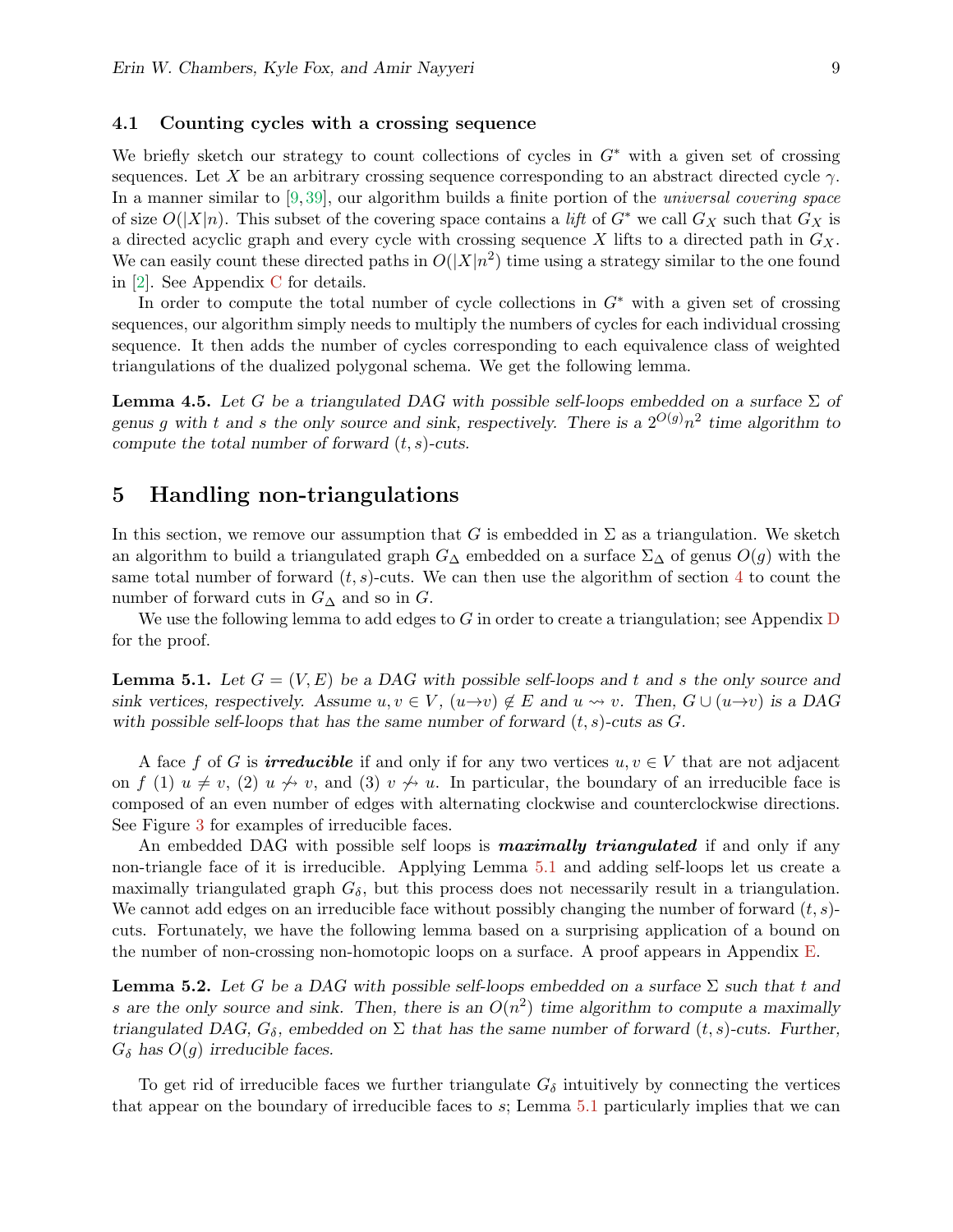### 4.1 Counting cycles with a crossing sequence

We briefly sketch our strategy to count collections of cycles in $G^*$ with a given set of crossing sequences. Let $X$ be an arbitrary crossing sequence corresponding to an abstract directed cycle $\gamma$. In a manner similar to [9, 39], our algorithm builds a finite portion of the *universal covering space* of size $O(|X|n)$. This subset of the covering space contains a *lift* of $G^*$ we call $G_X$ such that $G_X$ is a directed acyclic graph and every cycle with crossing sequence $X$ lifts to a directed path in $G_X$. We can easily count these directed paths in $O(|X|n^2)$ time using a strategy similar to the one found in [2]. See Appendix C for details.

In order to compute the total number of cycle collections in $G^*$ with a given set of crossing sequences, our algorithm simply needs to multiply the numbers of cycles for each individual crossing sequence. It then adds the number of cycles corresponding to each equivalence class of weighted triangulations of the dualized polygonal schema. We get the following lemma.

**Lemma 4.5.** *Let $G$ be a triangulated DAG with possible self-loops embedded on a surface $\Sigma$ of genus $g$ with $t$ and $s$ the only source and sink, respectively. There is a $2^{O(g)}n^2$ time algorithm to compute the total number of forward $(t, s)$-cuts.*

## 5 Handling non-triangulations

In this section, we remove our assumption that $G$ is embedded in $\Sigma$ as a triangulation. We sketch an algorithm to build a triangulated graph $G_\Delta$ embedded on a surface $\Sigma_\Delta$ of genus $O(g)$ with the same total number of forward $(t, s)$-cuts. We can then use the algorithm of section 4 to count the number of forward cuts in $G_\Delta$ and so in $G$.

We use the following lemma to add edges to $G$ in order to create a triangulation; see Appendix D for the proof.

**Lemma 5.1.** *Let $G = (V, E)$ be a DAG with possible self-loops and $t$ and $s$ the only source and sink vertices, respectively. Assume $u, v \in V$, $(u \to v) \notin E$ and $u \rightsquigarrow v$. Then, $G \cup (u \to v)$ is a DAG with possible self-loops that has the same number of forward $(t, s)$-cuts as $G$.*

A face $f$ of $G$ is ***irreducible*** if and only if for any two vertices $u, v \in V$ that are not adjacent on $f$ (1) $u \neq v$, (2) $u \not\rightsquigarrow v$, and (3) $v \not\rightsquigarrow u$. In particular, the boundary of an irreducible face is composed of an even number of edges with alternating clockwise and counterclockwise directions. See Figure 3 for examples of irreducible faces.

An embedded DAG with possible self loops is ***maximally triangulated*** if and only if any non-triangle face of it is irreducible. Applying Lemma 5.1 and adding self-loops let us create a maximally triangulated graph $G_\delta$, but this process does not necessarily result in a triangulation. We cannot add edges on an irreducible face without possibly changing the number of forward $(t, s)$-cuts. Fortunately, we have the following lemma based on a surprising application of a bound on the number of non-crossing non-homotopic loops on a surface. A proof appears in Appendix E.

**Lemma 5.2.** *Let $G$ be a DAG with possible self-loops embedded on a surface $\Sigma$ such that $t$ and $s$ are the only source and sink. Then, there is an $O(n^2)$ time algorithm to compute a maximally triangulated DAG, $G_\delta$, embedded on $\Sigma$ that has the same number of forward $(t, s)$-cuts. Further, $G_\delta$ has $O(g)$ irreducible faces.*

To get rid of irreducible faces we further triangulate $G_\delta$ intuitively by connecting the vertices that appear on the boundary of irreducible faces to $s$; Lemma 5.1 particularly implies that we can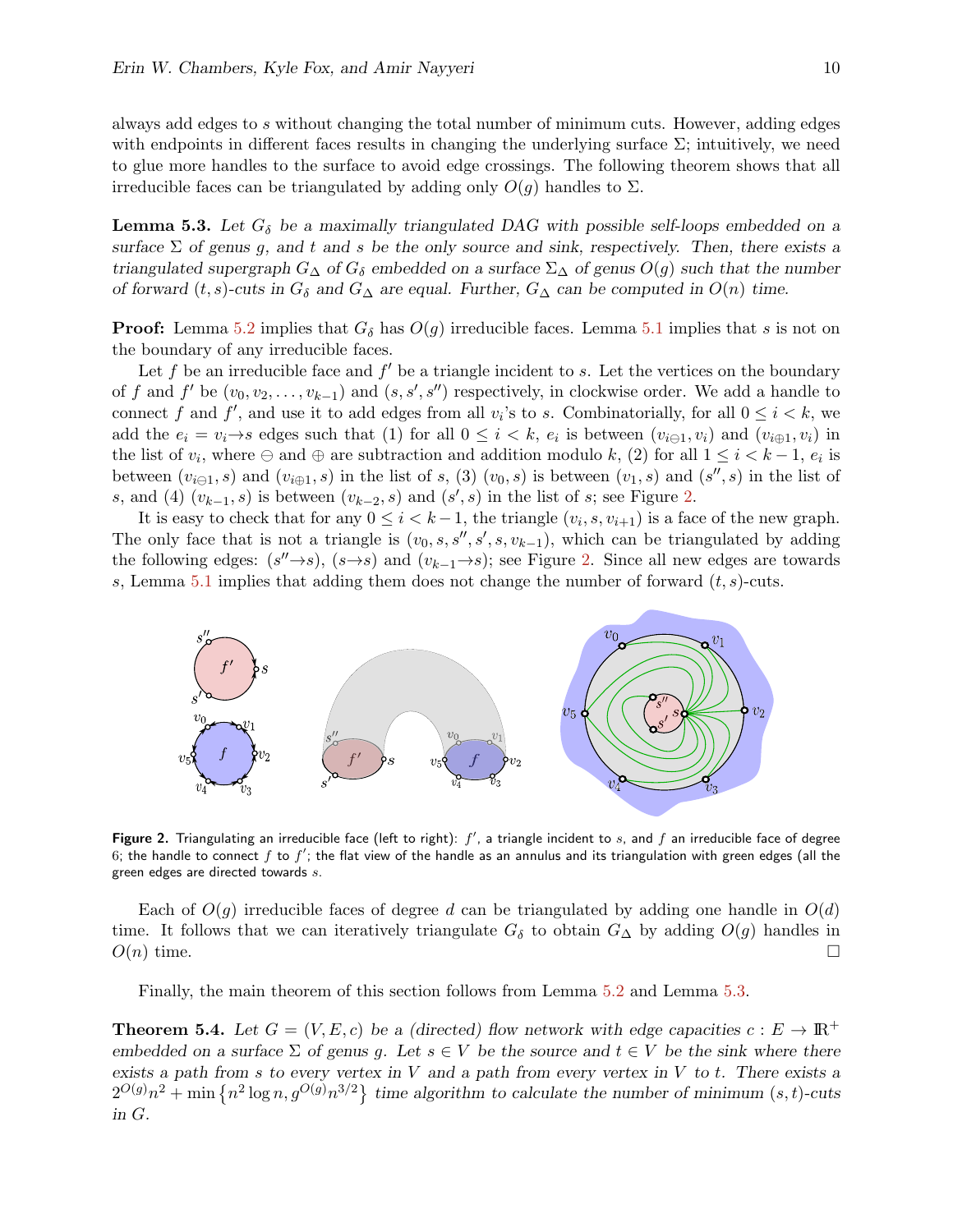always add edges to $s$ without changing the total number of minimum cuts. However, adding edges with endpoints in different faces results in changing the underlying surface $\Sigma$; intuitively, we need to glue more handles to the surface to avoid edge crossings. The following theorem shows that all irreducible faces can be triangulated by adding only $O(g)$ handles to $\Sigma$.

**Lemma 5.3.** *Let $G_\delta$ be a maximally triangulated DAG with possible self-loops embedded on a surface $\Sigma$ of genus $g$, and $t$ and $s$ be the only source and sink, respectively. Then, there exists a triangulated supergraph $G_\Delta$ of $G_\delta$ embedded on a surface $\Sigma_\Delta$ of genus $O(g)$ such that the number of forward $(t,s)$-cuts in $G_\delta$ and $G_\Delta$ are equal. Further, $G_\Delta$ can be computed in $O(n)$ time.*

**Proof:** Lemma 5.2 implies that $G_\delta$ has $O(g)$ irreducible faces. Lemma 5.1 implies that $s$ is not on the boundary of any irreducible faces.

Let $f$ be an irreducible face and $f'$ be a triangle incident to $s$. Let the vertices on the boundary of $f$ and $f'$ be $(v_0, v_2, \ldots, v_{k-1})$ and $(s, s', s'')$ respectively, in clockwise order. We add a handle to connect $f$ and $f'$, and use it to add edges from all $v_i$'s to $s$. Combinatorially, for all $0 \le i < k$, we add the $e_i = v_i \rightarrow s$ edges such that (1) for all $0 \le i < k$, $e_i$ is between $(v_{i\ominus 1}, v_i)$ and $(v_{i\oplus 1}, v_i)$ in the list of $v_i$, where $\ominus$ and $\oplus$ are subtraction and addition modulo $k$, (2) for all $1 \le i < k-1$, $e_i$ is between $(v_{i\ominus 1}, s)$ and $(v_{i\oplus 1}, s)$ in the list of $s$, (3) $(v_0, s)$ is between $(v_1, s)$ and $(s'', s)$ in the list of $s$, and (4) $(v_{k-1}, s)$ is between $(v_{k-2}, s)$ and $(s', s)$ in the list of $s$; see Figure 2.

It is easy to check that for any $0 \le i < k-1$, the triangle $(v_i, s, v_{i+1})$ is a face of the new graph. The only face that is not a triangle is $(v_0, s, s'', s', s, v_{k-1})$, which can be triangulated by adding the following edges: $(s'' \rightarrow s)$, $(s \rightarrow s)$ and $(v_{k-1} \rightarrow s)$; see Figure 2. Since all new edges are towards $s$, Lemma 5.1 implies that adding them does not change the number of forward $(t,s)$-cuts.

**Figure 2.** Triangulating an irreducible face (left to right): $f'$, a triangle incident to $s$, and $f$ an irreducible face of degree 6; the handle to connect $f$ to $f'$; the flat view of the handle as an annulus and its triangulation with green edges (all the green edges are directed towards $s$.

Each of $O(g)$ irreducible faces of degree $d$ can be triangulated by adding one handle in $O(d)$ time. It follows that we can iteratively triangulate $G_\delta$ to obtain $G_\Delta$ by adding $O(g)$ handles in $O(n)$ time. □

Finally, the main theorem of this section follows from Lemma 5.2 and Lemma 5.3.

**Theorem 5.4.** *Let $G = (V, E, c)$ be a (directed) flow network with edge capacities $c : E \rightarrow \mathbb{R}^+$ embedded on a surface $\Sigma$ of genus $g$. Let $s \in V$ be the source and $t \in V$ be the sink where there exists a path from $s$ to every vertex in $V$ and a path from every vertex in $V$ to $t$. There exists a $2^{O(g)}n^2 + \min\{n^2 \log n, g^{O(g)}n^{3/2}\}$ time algorithm to calculate the number of minimum $(s,t)$-cuts in $G$.*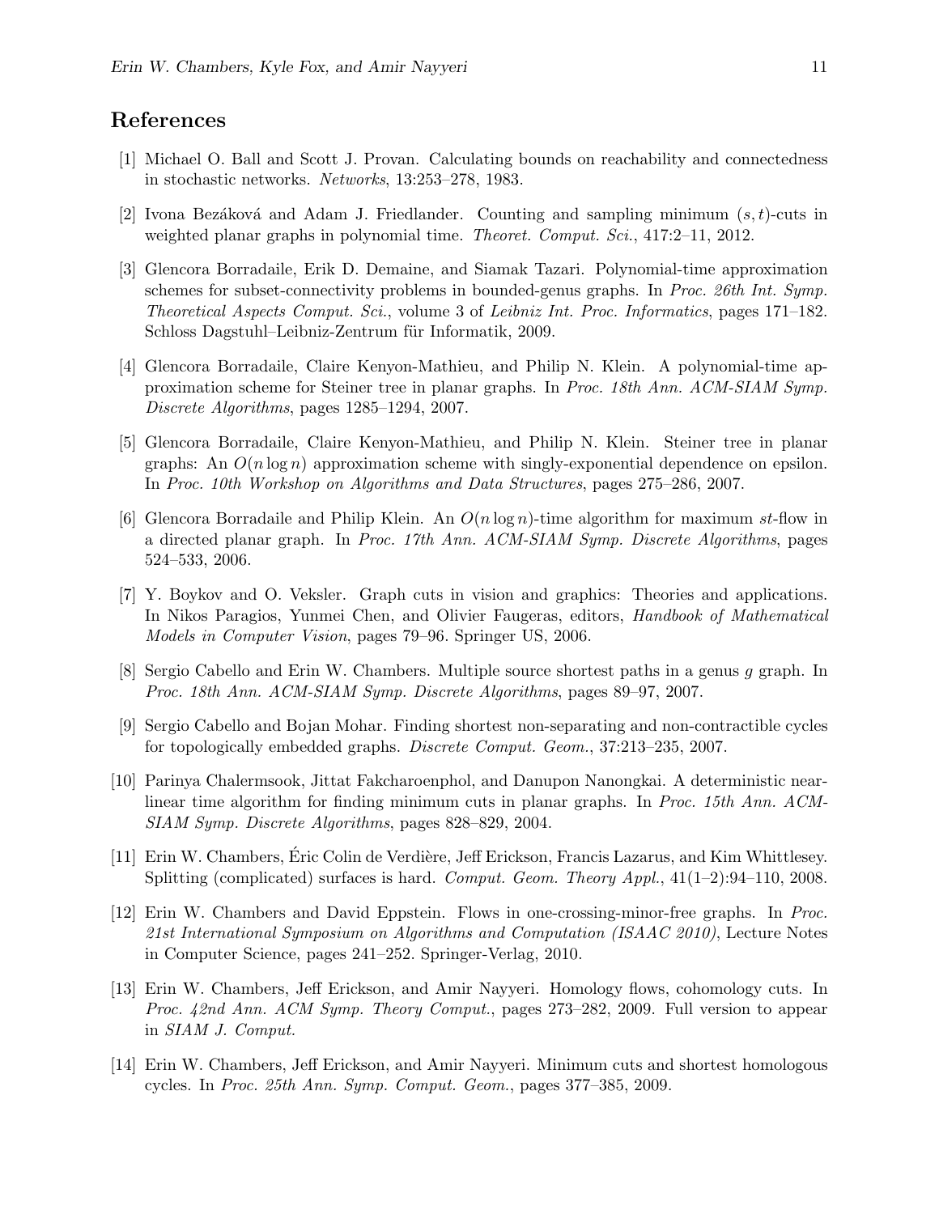## References

[1] Michael O. Ball and Scott J. Provan. Calculating bounds on reachability and connectedness in stochastic networks. *Networks*, 13:253–278, 1983.

[2] Ivona Bezáková and Adam J. Friedlander. Counting and sampling minimum $(s,t)$-cuts in weighted planar graphs in polynomial time. *Theoret. Comput. Sci.*, 417:2–11, 2012.

[3] Glencora Borradaile, Erik D. Demaine, and Siamak Tazari. Polynomial-time approximation schemes for subset-connectivity problems in bounded-genus graphs. In *Proc. 26th Int. Symp. Theoretical Aspects Comput. Sci.*, volume 3 of *Leibniz Int. Proc. Informatics*, pages 171–182. Schloss Dagstuhl–Leibniz-Zentrum für Informatik, 2009.

[4] Glencora Borradaile, Claire Kenyon-Mathieu, and Philip N. Klein. A polynomial-time approximation scheme for Steiner tree in planar graphs. In *Proc. 18th Ann. ACM-SIAM Symp. Discrete Algorithms*, pages 1285–1294, 2007.

[5] Glencora Borradaile, Claire Kenyon-Mathieu, and Philip N. Klein. Steiner tree in planar graphs: An $O(n \log n)$ approximation scheme with singly-exponential dependence on epsilon. In *Proc. 10th Workshop on Algorithms and Data Structures*, pages 275–286, 2007.

[6] Glencora Borradaile and Philip Klein. An $O(n \log n)$-time algorithm for maximum *st*-flow in a directed planar graph. In *Proc. 17th Ann. ACM-SIAM Symp. Discrete Algorithms*, pages 524–533, 2006.

[7] Y. Boykov and O. Veksler. Graph cuts in vision and graphics: Theories and applications. In Nikos Paragios, Yunmei Chen, and Olivier Faugeras, editors, *Handbook of Mathematical Models in Computer Vision*, pages 79–96. Springer US, 2006.

[8] Sergio Cabello and Erin W. Chambers. Multiple source shortest paths in a genus $g$ graph. In *Proc. 18th Ann. ACM-SIAM Symp. Discrete Algorithms*, pages 89–97, 2007.

[9] Sergio Cabello and Bojan Mohar. Finding shortest non-separating and non-contractible cycles for topologically embedded graphs. *Discrete Comput. Geom.*, 37:213–235, 2007.

[10] Parinya Chalermsook, Jittat Fakcharoenphol, and Danupon Nanongkai. A deterministic near-linear time algorithm for finding minimum cuts in planar graphs. In *Proc. 15th Ann. ACM-SIAM Symp. Discrete Algorithms*, pages 828–829, 2004.

[11] Erin W. Chambers, Éric Colin de Verdière, Jeff Erickson, Francis Lazarus, and Kim Whittlesey. Splitting (complicated) surfaces is hard. *Comput. Geom. Theory Appl.*, 41(1–2):94–110, 2008.

[12] Erin W. Chambers and David Eppstein. Flows in one-crossing-minor-free graphs. In *Proc. 21st International Symposium on Algorithms and Computation (ISAAC 2010)*, Lecture Notes in Computer Science, pages 241–252. Springer-Verlag, 2010.

[13] Erin W. Chambers, Jeff Erickson, and Amir Nayyeri. Homology flows, cohomology cuts. In *Proc. 42nd Ann. ACM Symp. Theory Comput.*, pages 273–282, 2009. Full version to appear in *SIAM J. Comput.*

[14] Erin W. Chambers, Jeff Erickson, and Amir Nayyeri. Minimum cuts and shortest homologous cycles. In *Proc. 25th Ann. Symp. Comput. Geom.*, pages 377–385, 2009.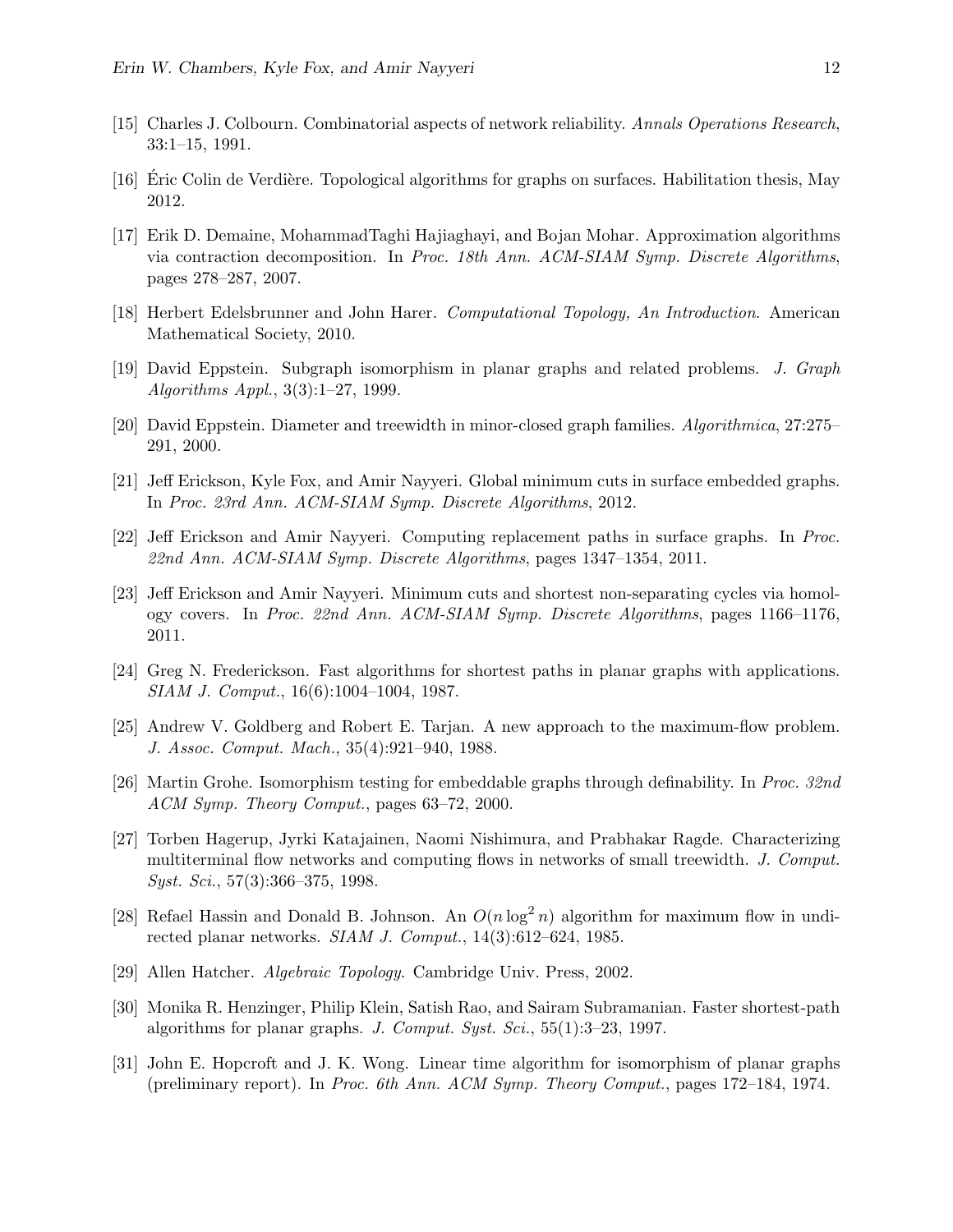[15] Charles J. Colbourn. Combinatorial aspects of network reliability. *Annals Operations Research*, 33:1–15, 1991.

[16] Éric Colin de Verdière. Topological algorithms for graphs on surfaces. Habilitation thesis, May 2012.

[17] Erik D. Demaine, MohammadTaghi Hajiaghayi, and Bojan Mohar. Approximation algorithms via contraction decomposition. In *Proc. 18th Ann. ACM-SIAM Symp. Discrete Algorithms*, pages 278–287, 2007.

[18] Herbert Edelsbrunner and John Harer. *Computational Topology, An Introduction*. American Mathematical Society, 2010.

[19] David Eppstein. Subgraph isomorphism in planar graphs and related problems. *J. Graph Algorithms Appl.*, 3(3):1–27, 1999.

[20] David Eppstein. Diameter and treewidth in minor-closed graph families. *Algorithmica*, 27:275–291, 2000.

[21] Jeff Erickson, Kyle Fox, and Amir Nayyeri. Global minimum cuts in surface embedded graphs. In *Proc. 23rd Ann. ACM-SIAM Symp. Discrete Algorithms*, 2012.

[22] Jeff Erickson and Amir Nayyeri. Computing replacement paths in surface graphs. In *Proc. 22nd Ann. ACM-SIAM Symp. Discrete Algorithms*, pages 1347–1354, 2011.

[23] Jeff Erickson and Amir Nayyeri. Minimum cuts and shortest non-separating cycles via homology covers. In *Proc. 22nd Ann. ACM-SIAM Symp. Discrete Algorithms*, pages 1166–1176, 2011.

[24] Greg N. Frederickson. Fast algorithms for shortest paths in planar graphs with applications. *SIAM J. Comput.*, 16(6):1004–1004, 1987.

[25] Andrew V. Goldberg and Robert E. Tarjan. A new approach to the maximum-flow problem. *J. Assoc. Comput. Mach.*, 35(4):921–940, 1988.

[26] Martin Grohe. Isomorphism testing for embeddable graphs through definability. In *Proc. 32nd ACM Symp. Theory Comput.*, pages 63–72, 2000.

[27] Torben Hagerup, Jyrki Katajainen, Naomi Nishimura, and Prabhakar Ragde. Characterizing multiterminal flow networks and computing flows in networks of small treewidth. *J. Comput. Syst. Sci.*, 57(3):366–375, 1998.

[28] Refael Hassin and Donald B. Johnson. An $O(n \log^2 n)$ algorithm for maximum flow in undirected planar networks. *SIAM J. Comput.*, 14(3):612–624, 1985.

[29] Allen Hatcher. *Algebraic Topology*. Cambridge Univ. Press, 2002.

[30] Monika R. Henzinger, Philip Klein, Satish Rao, and Sairam Subramanian. Faster shortest-path algorithms for planar graphs. *J. Comput. Syst. Sci.*, 55(1):3–23, 1997.

[31] John E. Hopcroft and J. K. Wong. Linear time algorithm for isomorphism of planar graphs (preliminary report). In *Proc. 6th Ann. ACM Symp. Theory Comput.*, pages 172–184, 1974.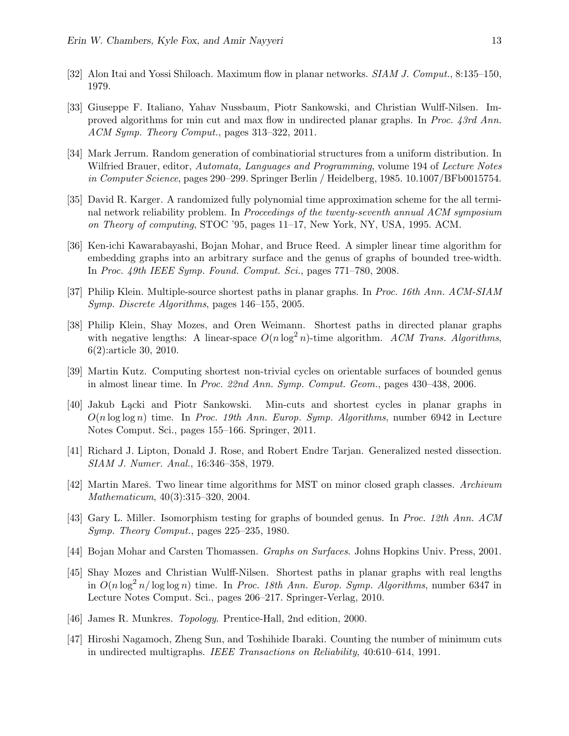[32] Alon Itai and Yossi Shiloach. Maximum flow in planar networks. *SIAM J. Comput.*, 8:135–150, 1979.

[33] Giuseppe F. Italiano, Yahav Nussbaum, Piotr Sankowski, and Christian Wulff-Nilsen. Improved algorithms for min cut and max flow in undirected planar graphs. In *Proc. 43rd Ann. ACM Symp. Theory Comput.*, pages 313–322, 2011.

[34] Mark Jerrum. Random generation of combinatiorial structures from a uniform distribution. In Wilfried Brauer, editor, *Automata, Languages and Programming*, volume 194 of *Lecture Notes in Computer Science*, pages 290–299. Springer Berlin / Heidelberg, 1985. 10.1007/BFb0015754.

[35] David R. Karger. A randomized fully polynomial time approximation scheme for the all terminal network reliability problem. In *Proceedings of the twenty-seventh annual ACM symposium on Theory of computing*, STOC '95, pages 11–17, New York, NY, USA, 1995. ACM.

[36] Ken-ichi Kawarabayashi, Bojan Mohar, and Bruce Reed. A simpler linear time algorithm for embedding graphs into an arbitrary surface and the genus of graphs of bounded tree-width. In *Proc. 49th IEEE Symp. Found. Comput. Sci.*, pages 771–780, 2008.

[37] Philip Klein. Multiple-source shortest paths in planar graphs. In *Proc. 16th Ann. ACM-SIAM Symp. Discrete Algorithms*, pages 146–155, 2005.

[38] Philip Klein, Shay Mozes, and Oren Weimann. Shortest paths in directed planar graphs with negative lengths: A linear-space $O(n \log^2 n)$-time algorithm. *ACM Trans. Algorithms*, 6(2):article 30, 2010.

[39] Martin Kutz. Computing shortest non-trivial cycles on orientable surfaces of bounded genus in almost linear time. In *Proc. 22nd Ann. Symp. Comput. Geom.*, pages 430–438, 2006.

[40] Jakub Łącki and Piotr Sankowski. Min-cuts and shortest cycles in planar graphs in $O(n \log \log n)$ time. In *Proc. 19th Ann. Europ. Symp. Algorithms*, number 6942 in Lecture Notes Comput. Sci., pages 155–166. Springer, 2011.

[41] Richard J. Lipton, Donald J. Rose, and Robert Endre Tarjan. Generalized nested dissection. *SIAM J. Numer. Anal.*, 16:346–358, 1979.

[42] Martin Mareš. Two linear time algorithms for MST on minor closed graph classes. *Archivum Mathematicum*, 40(3):315–320, 2004.

[43] Gary L. Miller. Isomorphism testing for graphs of bounded genus. In *Proc. 12th Ann. ACM Symp. Theory Comput.*, pages 225–235, 1980.

[44] Bojan Mohar and Carsten Thomassen. *Graphs on Surfaces*. Johns Hopkins Univ. Press, 2001.

[45] Shay Mozes and Christian Wulff-Nilsen. Shortest paths in planar graphs with real lengths in $O(n \log^2 n / \log \log n)$ time. In *Proc. 18th Ann. Europ. Symp. Algorithms*, number 6347 in Lecture Notes Comput. Sci., pages 206–217. Springer-Verlag, 2010.

[46] James R. Munkres. *Topology*. Prentice-Hall, 2nd edition, 2000.

[47] Hiroshi Nagamoch, Zheng Sun, and Toshihide Ibaraki. Counting the number of minimum cuts in undirected multigraphs. *IEEE Transactions on Reliability*, 40:610–614, 1991.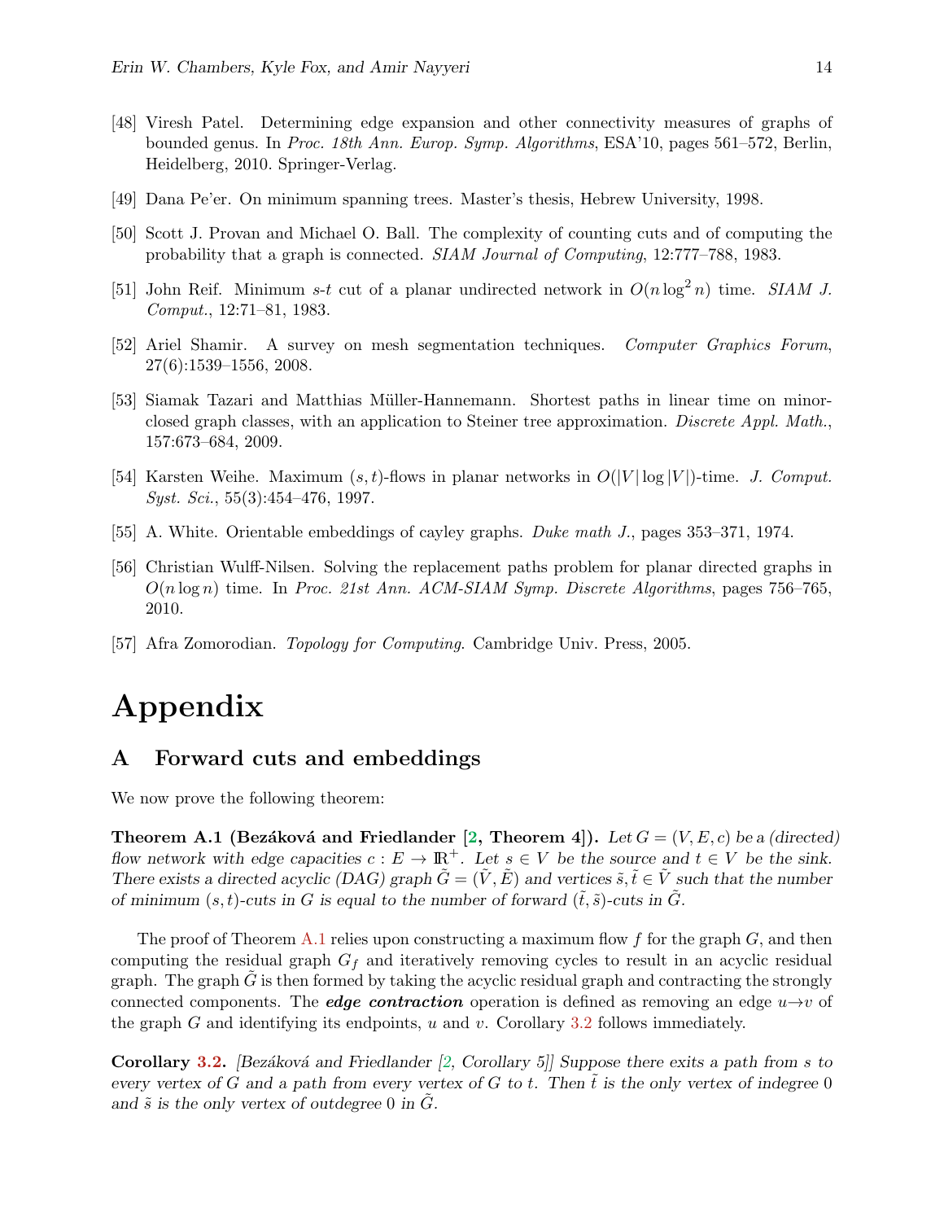[48] Viresh Patel. Determining edge expansion and other connectivity measures of graphs of bounded genus. In *Proc. 18th Ann. Europ. Symp. Algorithms*, ESA'10, pages 561–572, Berlin, Heidelberg, 2010. Springer-Verlag.

[49] Dana Pe'er. On minimum spanning trees. Master's thesis, Hebrew University, 1998.

[50] Scott J. Provan and Michael O. Ball. The complexity of counting cuts and of computing the probability that a graph is connected. *SIAM Journal of Computing*, 12:777–788, 1983.

[51] John Reif. Minimum $s$-$t$ cut of a planar undirected network in $O(n \log^2 n)$ time. *SIAM J. Comput.*, 12:71–81, 1983.

[52] Ariel Shamir. A survey on mesh segmentation techniques. *Computer Graphics Forum*, 27(6):1539–1556, 2008.

[53] Siamak Tazari and Matthias Müller-Hannemann. Shortest paths in linear time on minor-closed graph classes, with an application to Steiner tree approximation. *Discrete Appl. Math.*, 157:673–684, 2009.

[54] Karsten Weihe. Maximum $(s,t)$-flows in planar networks in $O(|V| \log |V|)$-time. *J. Comput. Syst. Sci.*, 55(3):454–476, 1997.

[55] A. White. Orientable embeddings of cayley graphs. *Duke math J.*, pages 353–371, 1974.

[56] Christian Wulff-Nilsen. Solving the replacement paths problem for planar directed graphs in $O(n \log n)$ time. In *Proc. 21st Ann. ACM-SIAM Symp. Discrete Algorithms*, pages 756–765, 2010.

[57] Afra Zomorodian. *Topology for Computing*. Cambridge Univ. Press, 2005.

# Appendix

## A Forward cuts and embeddings

We now prove the following theorem:

**Theorem A.1 (Bezáková and Friedlander [2, Theorem 4]).** *Let $G = (V, E, c)$ be a (directed) flow network with edge capacities $c : E \to \mathbb{R}^+$. Let $s \in V$ be the source and $t \in V$ be the sink. There exists a directed acyclic (DAG) graph $\tilde{G} = (\tilde{V}, \tilde{E})$ and vertices $\tilde{s}, \tilde{t} \in \tilde{V}$ such that the number of minimum $(s,t)$-cuts in $G$ is equal to the number of forward $(\tilde{t}, \tilde{s})$-cuts in $\tilde{G}$.*

The proof of Theorem A.1 relies upon constructing a maximum flow $f$ for the graph $G$, and then computing the residual graph $G_f$ and iteratively removing cycles to result in an acyclic residual graph. The graph $\tilde{G}$ is then formed by taking the acyclic residual graph and contracting the strongly connected components. The ***edge contraction*** operation is defined as removing an edge $u \to v$ of the graph $G$ and identifying its endpoints, $u$ and $v$. Corollary 3.2 follows immediately.

**Corollary 3.2.** *[Bezáková and Friedlander [2, Corollary 5]] Suppose there exits a path from $s$ to every vertex of $G$ and a path from every vertex of $G$ to $t$. Then $\tilde{t}$ is the only vertex of indegree 0 and $\tilde{s}$ is the only vertex of outdegree 0 in $\tilde{G}$.*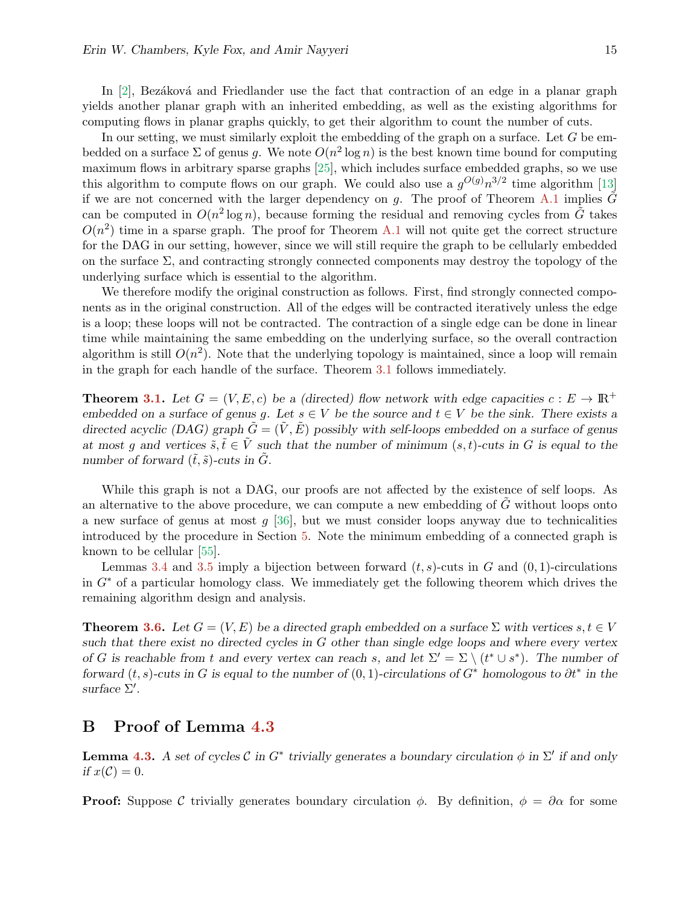In [2], Bezáková and Friedlander use the fact that contraction of an edge in a planar graph yields another planar graph with an inherited embedding, as well as the existing algorithms for computing flows in planar graphs quickly, to get their algorithm to count the number of cuts.

In our setting, we must similarly exploit the embedding of the graph on a surface. Let $G$ be embedded on a surface $\Sigma$ of genus $g$. We note $O(n^2 \log n)$ is the best known time bound for computing maximum flows in arbitrary sparse graphs [25], which includes surface embedded graphs, so we use this algorithm to compute flows on our graph. We could also use a $g^{O(g)} n^{3/2}$ time algorithm [13] if we are not concerned with the larger dependency on $g$. The proof of Theorem A.1 implies $\tilde{G}$ can be computed in $O(n^2 \log n)$, because forming the residual and removing cycles from $\tilde{G}$ takes $O(n^2)$ time in a sparse graph. The proof for Theorem A.1 will not quite get the correct structure for the DAG in our setting, however, since we will still require the graph to be cellularly embedded on the surface $\Sigma$, and contracting strongly connected components may destroy the topology of the underlying surface which is essential to the algorithm.

We therefore modify the original construction as follows. First, find strongly connected components as in the original construction. All of the edges will be contracted iteratively unless the edge is a loop; these loops will not be contracted. The contraction of a single edge can be done in linear time while maintaining the same embedding on the underlying surface, so the overall contraction algorithm is still $O(n^2)$. Note that the underlying topology is maintained, since a loop will remain in the graph for each handle of the surface. Theorem 3.1 follows immediately.

**Theorem 3.1.** *Let $G = (V, E, c)$ be a (directed) flow network with edge capacities $c : E \to \mathbb{R}^+$ embedded on a surface of genus $g$. Let $s \in V$ be the source and $t \in V$ be the sink. There exists a directed acyclic (DAG) graph $\tilde{G} = (\tilde{V}, \tilde{E})$ possibly with self-loops embedded on a surface of genus at most $g$ and vertices $\tilde{s}, \tilde{t} \in \tilde{V}$ such that the number of minimum $(s,t)$-cuts in $G$ is equal to the number of forward $(\tilde{t}, \tilde{s})$-cuts in $\tilde{G}$.*

While this graph is not a DAG, our proofs are not affected by the existence of self loops. As an alternative to the above procedure, we can compute a new embedding of $\tilde{G}$ without loops onto a new surface of genus at most $g$ [36], but we must consider loops anyway due to technicalities introduced by the procedure in Section 5. Note the minimum embedding of a connected graph is known to be cellular [55].

Lemmas 3.4 and 3.5 imply a bijection between forward $(t,s)$-cuts in $G$ and $(0,1)$-circulations in $G^*$ of a particular homology class. We immediately get the following theorem which drives the remaining algorithm design and analysis.

**Theorem 3.6.** *Let $G = (V, E)$ be a directed graph embedded on a surface $\Sigma$ with vertices $s, t \in V$ such that there exist no directed cycles in $G$ other than single edge loops and where every vertex of $G$ is reachable from $t$ and every vertex can reach $s$, and let $\Sigma' = \Sigma \setminus (t^* \cup s^*)$. The number of forward $(t,s)$-cuts in $G$ is equal to the number of $(0,1)$-circulations of $G^*$ homologous to $\partial t^*$ in the surface $\Sigma'$.*

## B Proof of Lemma 4.3

**Lemma 4.3.** *A set of cycles $\mathcal{C}$ in $G^*$ trivially generates a boundary circulation $\phi$ in $\Sigma'$ if and only if $x(\mathcal{C}) = 0$.*

**Proof:** Suppose $\mathcal{C}$ trivially generates boundary circulation $\phi$. By definition, $\phi = \partial\alpha$ for some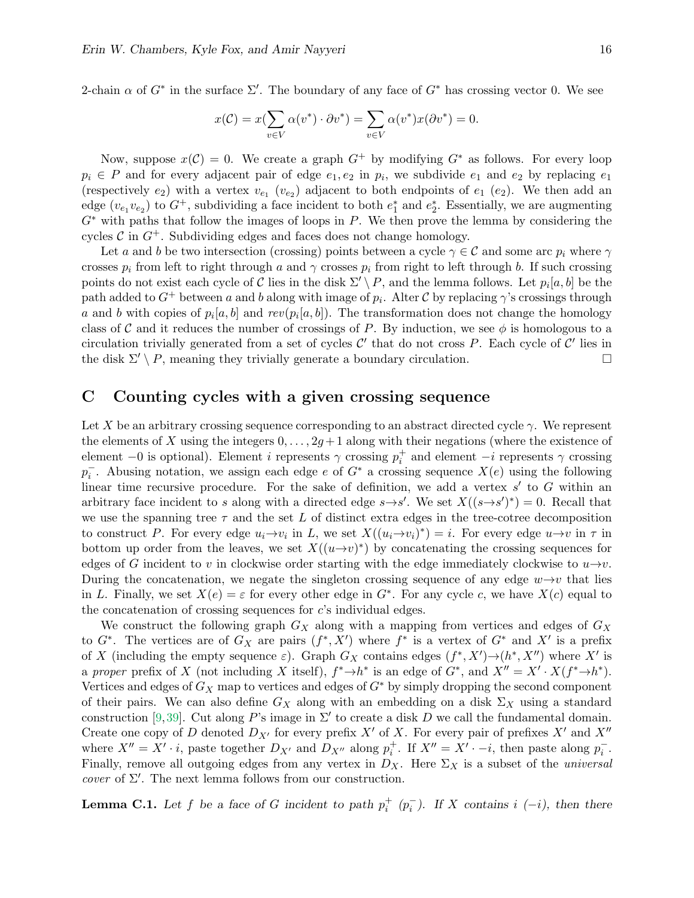2-chain $\alpha$ of $G^*$ in the surface $\Sigma'$. The boundary of any face of $G^*$ has crossing vector 0. We see

$$x(\mathcal{C}) = x(\sum_{v \in V} \alpha(v^*) \cdot \partial v^*) = \sum_{v \in V} \alpha(v^*) x(\partial v^*) = 0.$$

Now, suppose $x(\mathcal{C}) = 0$. We create a graph $G^+$ by modifying $G^*$ as follows. For every loop $p_i \in P$ and for every adjacent pair of edge $e_1, e_2$ in $p_i$, we subdivide $e_1$ and $e_2$ by replacing $e_1$ (respectively $e_2$) with a vertex $v_{e_1}$ ($v_{e_2}$) adjacent to both endpoints of $e_1$ ($e_2$). We then add an edge $(v_{e_1} v_{e_2})$ to $G^+$, subdividing a face incident to both $e_1^*$ and $e_2^*$. Essentially, we are augmenting $G^*$ with paths that follow the images of loops in $P$. We then prove the lemma by considering the cycles $\mathcal{C}$ in $G^+$. Subdividing edges and faces does not change homology.

Let $a$ and $b$ be two intersection (crossing) points between a cycle $\gamma \in \mathcal{C}$ and some arc $p_i$ where $\gamma$ crosses $p_i$ from left to right through $a$ and $\gamma$ crosses $p_i$ from right to left through $b$. If such crossing points do not exist each cycle of $\mathcal{C}$ lies in the disk $\Sigma' \setminus P$, and the lemma follows. Let $p_i[a, b]$ be the path added to $G^+$ between $a$ and $b$ along with image of $p_i$. Alter $\mathcal{C}$ by replacing $\gamma$'s crossings through $a$ and $b$ with copies of $p_i[a, b]$ and $rev(p_i[a, b])$. The transformation does not change the homology class of $\mathcal{C}$ and it reduces the number of crossings of $P$. By induction, we see $\phi$ is homologous to a circulation trivially generated from a set of cycles $\mathcal{C}'$ that do not cross $P$. Each cycle of $\mathcal{C}'$ lies in the disk $\Sigma' \setminus P$, meaning they trivially generate a boundary circulation. □

## C Counting cycles with a given crossing sequence

Let $X$ be an arbitrary crossing sequence corresponding to an abstract directed cycle $\gamma$. We represent the elements of $X$ using the integers $0, \ldots, 2g+1$ along with their negations (where the existence of element $-0$ is optional). Element $i$ represents $\gamma$ crossing $p_i^+$ and element $-i$ represents $\gamma$ crossing $p_i^-$. Abusing notation, we assign each edge $e$ of $G^*$ a crossing sequence $X(e)$ using the following linear time recursive procedure. For the sake of definition, we add a vertex $s'$ to $G$ within an arbitrary face incident to $s$ along with a directed edge $s \rightarrow s'$. We set $X((s \rightarrow s')^*) = 0$. Recall that we use the spanning tree $\tau$ and the set $L$ of distinct extra edges in the tree-cotree decomposition to construct $P$. For every edge $u_i \rightarrow v_i$ in $L$, we set $X((u_i \rightarrow v_i)^*) = i$. For every edge $u \rightarrow v$ in $\tau$ in bottom up order from the leaves, we set $X((u \rightarrow v)^*)$ by concatenating the crossing sequences for edges of $G$ incident to $v$ in clockwise order starting with the edge immediately clockwise to $u \rightarrow v$. During the concatenation, we negate the singleton crossing sequence of any edge $w \rightarrow v$ that lies in $L$. Finally, we set $X(e) = \varepsilon$ for every other edge in $G^*$. For any cycle $c$, we have $X(c)$ equal to the concatenation of crossing sequences for $c$'s individual edges.

We construct the following graph $G_X$ along with a mapping from vertices and edges of $G_X$ to $G^*$. The vertices are of $G_X$ are pairs $(f^*, X')$ where $f^*$ is a vertex of $G^*$ and $X'$ is a prefix of $X$ (including the empty sequence $\varepsilon$). Graph $G_X$ contains edges $(f^*, X') \rightarrow (h^*, X'')$ where $X'$ is a *proper* prefix of $X$ (not including $X$ itself), $f^* \rightarrow h^*$ is an edge of $G^*$, and $X'' = X' \cdot X(f^* \rightarrow h^*)$. Vertices and edges of $G_X$ map to vertices and edges of $G^*$ by simply dropping the second component of their pairs. We can also define $G_X$ along with an embedding on a disk $\Sigma_X$ using a standard construction [9,39]. Cut along $P$'s image in $\Sigma'$ to create a disk $D$ we call the fundamental domain. Create one copy of $D$ denoted $D_{X'}$ for every prefix $X'$ of $X$. For every pair of prefixes $X'$ and $X''$ where $X'' = X' \cdot i$, paste together $D_{X'}$ and $D_{X''}$ along $p_i^+$. If $X'' = X' \cdot -i$, then paste along $p_i^-$. Finally, remove all outgoing edges from any vertex in $D_X$. Here $\Sigma_X$ is a subset of the *universal cover* of $\Sigma'$. The next lemma follows from our construction.

**Lemma C.1.** *Let $f$ be a face of $G$ incident to path $p_i^+$ ($p_i^-$). If $X$ contains $i$ ($-i$), then there*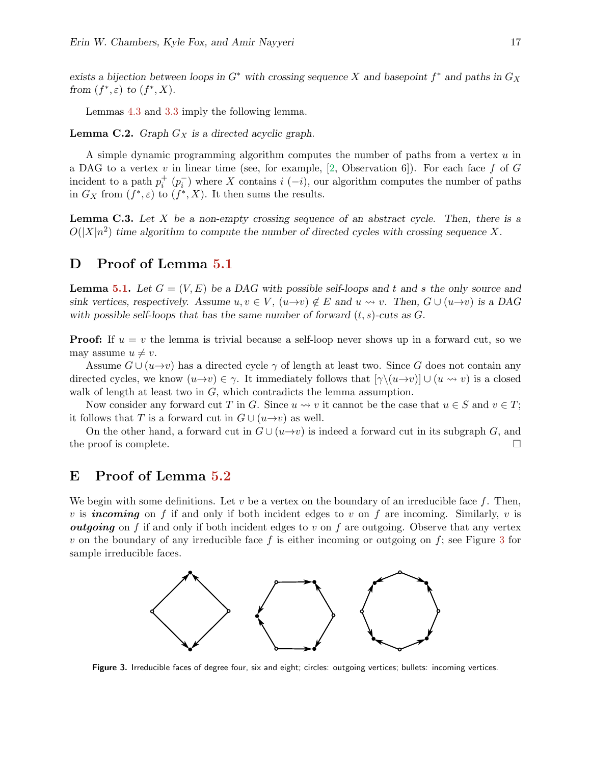*exists a bijection between loops in $G^*$ with crossing sequence $X$ and basepoint $f^*$ and paths in $G_X$ from $(f^*, \varepsilon)$ to $(f^*, X)$.*

Lemmas 4.3 and 3.3 imply the following lemma.

**Lemma C.2.** *Graph $G_X$ is a directed acyclic graph.*

A simple dynamic programming algorithm computes the number of paths from a vertex $u$ in a DAG to a vertex $v$ in linear time (see, for example, [2, Observation 6]). For each face $f$ of $G$ incident to a path $p_i^+$ ($p_i^-$) where $X$ contains $i$ ($-i$), our algorithm computes the number of paths in $G_X$ from $(f^*, \varepsilon)$ to $(f^*, X)$. It then sums the results.

**Lemma C.3.** *Let $X$ be a non-empty crossing sequence of an abstract cycle. Then, there is a $O(|X|n^2)$ time algorithm to compute the number of directed cycles with crossing sequence $X$.*

# D Proof of Lemma 5.1

**Lemma 5.1.** *Let $G = (V, E)$ be a DAG with possible self-loops and $t$ and $s$ the only source and sink vertices, respectively. Assume $u, v \in V$, $(u \rightarrow v) \notin E$ and $u \rightsquigarrow v$. Then, $G \cup (u \rightarrow v)$ is a DAG with possible self-loops that has the same number of forward $(t, s)$-cuts as $G$.*

**Proof:** If $u = v$ the lemma is trivial because a self-loop never shows up in a forward cut, so we may assume $u \neq v$.

Assume $G \cup (u \rightarrow v)$ has a directed cycle $\gamma$ of length at least two. Since $G$ does not contain any directed cycles, we know $(u \rightarrow v) \in \gamma$. It immediately follows that $[\gamma \setminus (u \rightarrow v)] \cup (u \rightsquigarrow v)$ is a closed walk of length at least two in $G$, which contradicts the lemma assumption.

Now consider any forward cut $T$ in $G$. Since $u \rightsquigarrow v$ it cannot be the case that $u \in S$ and $v \in T$; it follows that $T$ is a forward cut in $G \cup (u \rightarrow v)$ as well.

On the other hand, a forward cut in $G \cup (u \rightarrow v)$ is indeed a forward cut in its subgraph $G$, and the proof is complete. □

# E Proof of Lemma 5.2

We begin with some definitions. Let $v$ be a vertex on the boundary of an irreducible face $f$. Then, $v$ is ***incoming*** on $f$ if and only if both incident edges to $v$ on $f$ are incoming. Similarly, $v$ is ***outgoing*** on $f$ if and only if both incident edges to $v$ on $f$ are outgoing. Observe that any vertex $v$ on the boundary of any irreducible face $f$ is either incoming or outgoing on $f$; see Figure 3 for sample irreducible faces.

**Figure 3.** Irreducible faces of degree four, six and eight; circles: outgoing vertices; bullets: incoming vertices.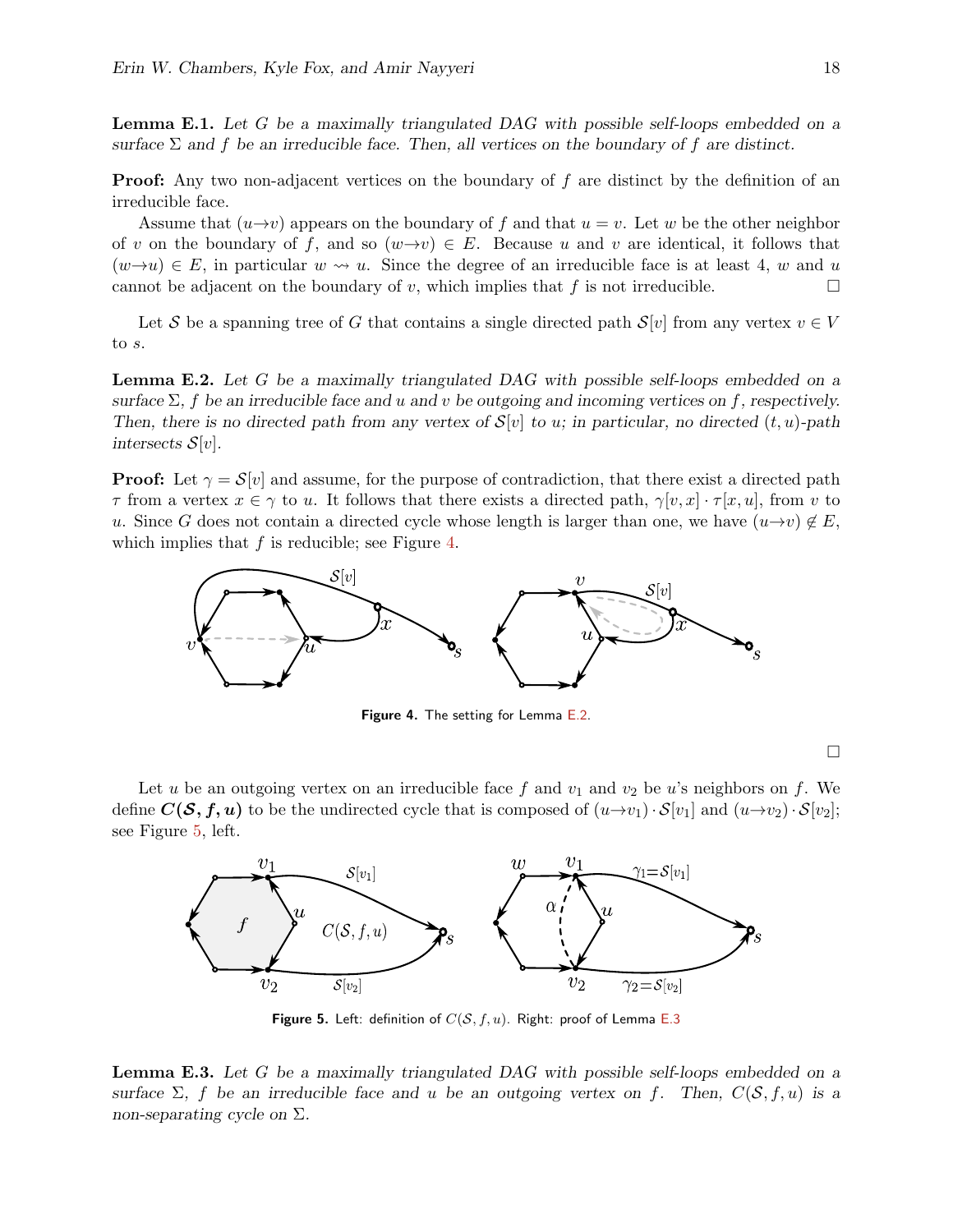**Lemma E.1.** *Let $G$ be a maximally triangulated DAG with possible self-loops embedded on a surface $\Sigma$ and $f$ be an irreducible face. Then, all vertices on the boundary of $f$ are distinct.*

**Proof:** Any two non-adjacent vertices on the boundary of $f$ are distinct by the definition of an irreducible face.

Assume that $(u{\to}v)$ appears on the boundary of $f$ and that $u = v$. Let $w$ be the other neighbor of $v$ on the boundary of $f$, and so $(w{\to}v) \in E$. Because $u$ and $v$ are identical, it follows that $(w{\to}u) \in E$, in particular $w \rightsquigarrow u$. Since the degree of an irreducible face is at least 4, $w$ and $u$ cannot be adjacent on the boundary of $v$, which implies that $f$ is not irreducible. □

Let $\mathcal{S}$ be a spanning tree of $G$ that contains a single directed path $\mathcal{S}[v]$ from any vertex $v \in V$ to $s$.

**Lemma E.2.** *Let $G$ be a maximally triangulated DAG with possible self-loops embedded on a surface $\Sigma$, $f$ be an irreducible face and $u$ and $v$ be outgoing and incoming vertices on $f$, respectively. Then, there is no directed path from any vertex of $\mathcal{S}[v]$ to $u$; in particular, no directed $(t, u)$-path intersects $\mathcal{S}[v]$.*

**Proof:** Let $\gamma = \mathcal{S}[v]$ and assume, for the purpose of contradiction, that there exist a directed path $\tau$ from a vertex $x \in \gamma$ to $u$. It follows that there exists a directed path, $\gamma[v, x] \cdot \tau[x, u]$, from $v$ to $u$. Since $G$ does not contain a directed cycle whose length is larger than one, we have $(u{\to}v) \notin E$, which implies that $f$ is reducible; see Figure 4.

**Figure 4.** The setting for Lemma E.2.

□

Let $u$ be an outgoing vertex on an irreducible face $f$ and $v_1$ and $v_2$ be $u$'s neighbors on $f$. We define $\boldsymbol{C(\mathcal{S}, f, u)}$ to be the undirected cycle that is composed of $(u{\to}v_1) \cdot \mathcal{S}[v_1]$ and $(u{\to}v_2) \cdot \mathcal{S}[v_2]$; see Figure 5, left.

**Figure 5.** Left: definition of $C(\mathcal{S}, f, u)$. Right: proof of Lemma E.3

**Lemma E.3.** *Let $G$ be a maximally triangulated DAG with possible self-loops embedded on a surface $\Sigma$, $f$ be an irreducible face and $u$ be an outgoing vertex on $f$. Then, $C(\mathcal{S}, f, u)$ is a non-separating cycle on $\Sigma$.*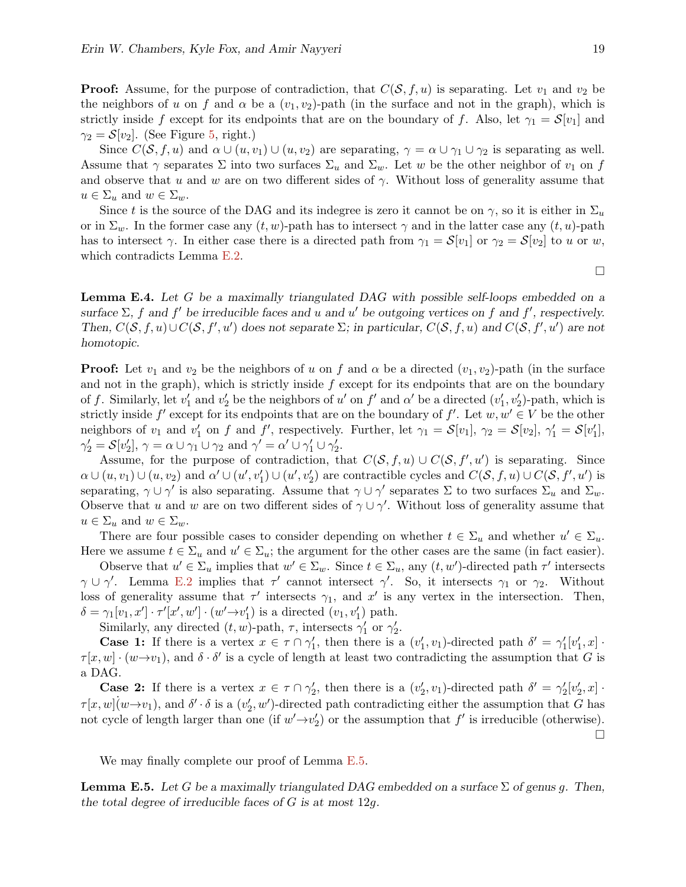**Proof:** Assume, for the purpose of contradiction, that $C(\mathcal{S}, f, u)$ is separating. Let $v_1$ and $v_2$ be the neighbors of $u$ on $f$ and $\alpha$ be a $(v_1, v_2)$-path (in the surface and not in the graph), which is strictly inside $f$ except for its endpoints that are on the boundary of $f$. Also, let $\gamma_1 = \mathcal{S}[v_1]$ and $\gamma_2 = \mathcal{S}[v_2]$. (See Figure 5, right.)

Since $C(\mathcal{S}, f, u)$ and $\alpha \cup (u, v_1) \cup (u, v_2)$ are separating, $\gamma = \alpha \cup \gamma_1 \cup \gamma_2$ is separating as well. Assume that $\gamma$ separates $\Sigma$ into two surfaces $\Sigma_u$ and $\Sigma_w$. Let $w$ be the other neighbor of $v_1$ on $f$ and observe that $u$ and $w$ are on two different sides of $\gamma$. Without loss of generality assume that $u \in \Sigma_u$ and $w \in \Sigma_w$.

Since $t$ is the source of the DAG and its indegree is zero it cannot be on $\gamma$, so it is either in $\Sigma_u$ or in $\Sigma_w$. In the former case any $(t, w)$-path has to intersect $\gamma$ and in the latter case any $(t, u)$-path has to intersect $\gamma$. In either case there is a directed path from $\gamma_1 = \mathcal{S}[v_1]$ or $\gamma_2 = \mathcal{S}[v_2]$ to $u$ or $w$, which contradicts Lemma E.2.

□

**Lemma E.4.** *Let $G$ be a maximally triangulated DAG with possible self-loops embedded on a surface $\Sigma$, $f$ and $f'$ be irreducible faces and $u$ and $u'$ be outgoing vertices on $f$ and $f'$, respectively. Then, $C(\mathcal{S}, f, u) \cup C(\mathcal{S}, f', u')$ does not separate $\Sigma$; in particular, $C(\mathcal{S}, f, u)$ and $C(\mathcal{S}, f', u')$ are not homotopic.*

**Proof:** Let $v_1$ and $v_2$ be the neighbors of $u$ on $f$ and $\alpha$ be a directed $(v_1, v_2)$-path (in the surface and not in the graph), which is strictly inside $f$ except for its endpoints that are on the boundary of $f$. Similarly, let $v_1'$ and $v_2'$ be the neighbors of $u'$ on $f'$ and $\alpha'$ be a directed $(v_1', v_2')$-path, which is strictly inside $f'$ except for its endpoints that are on the boundary of $f'$. Let $w, w' \in V$ be the other neighbors of $v_1$ and $v_1'$ on $f$ and $f'$, respectively. Further, let $\gamma_1 = \mathcal{S}[v_1]$, $\gamma_2 = \mathcal{S}[v_2]$, $\gamma_1' = \mathcal{S}[v_1']$, $\gamma_2' = \mathcal{S}[v_2']$, $\gamma = \alpha \cup \gamma_1 \cup \gamma_2$ and $\gamma' = \alpha' \cup \gamma_1' \cup \gamma_2'$.

Assume, for the purpose of contradiction, that $C(\mathcal{S}, f, u) \cup C(\mathcal{S}, f', u')$ is separating. Since $\alpha \cup (u, v_1) \cup (u, v_2)$ and $\alpha' \cup (u', v_1') \cup (u', v_2')$ are contractible cycles and $C(\mathcal{S}, f, u) \cup C(\mathcal{S}, f', u')$ is separating, $\gamma \cup \gamma'$ is also separating. Assume that $\gamma \cup \gamma'$ separates $\Sigma$ to two surfaces $\Sigma_u$ and $\Sigma_w$. Observe that $u$ and $w$ are on two different sides of $\gamma \cup \gamma'$. Without loss of generality assume that $u \in \Sigma_u$ and $w \in \Sigma_w$.

There are four possible cases to consider depending on whether $t \in \Sigma_u$ and whether $u' \in \Sigma_u$. Here we assume $t \in \Sigma_u$ and $u' \in \Sigma_u$; the argument for the other cases are the same (in fact easier).

Observe that $u' \in \Sigma_u$ implies that $w' \in \Sigma_w$. Since $t \in \Sigma_u$, any $(t, w')$-directed path $\tau'$ intersects $\gamma \cup \gamma'$. Lemma E.2 implies that $\tau'$ cannot intersect $\gamma'$. So, it intersects $\gamma_1$ or $\gamma_2$. Without loss of generality assume that $\tau'$ intersects $\gamma_1$, and $x'$ is any vertex in the intersection. Then, $\delta = \gamma_1[v_1, x'] \cdot \tau'[x', w'] \cdot (w' \to v_1')$ is a directed $(v_1, v_1')$ path.

Similarly, any directed $(t, w)$-path, $\tau$, intersects $\gamma_1'$ or $\gamma_2'$.

**Case 1:** If there is a vertex $x \in \tau \cap \gamma_1'$, then there is a $(v_1', v_1)$-directed path $\delta' = \gamma_1'[v_1', x] \cdot \tau[x, w] \cdot (w \to v_1)$, and $\delta \cdot \delta'$ is a cycle of length at least two contradicting the assumption that $G$ is a DAG.

**Case 2:** If there is a vertex $x \in \tau \cap \gamma_2'$, then there is a $(v_2', v_1)$-directed path $\delta' = \gamma_2'[v_2', x] \cdot \tau[x, w] \dot{(} w \to v_1)$, and $\delta' \cdot \delta$ is a $(v_2', w')$-directed path contradicting either the assumption that $G$ has not cycle of length larger than one (if $w' \to v_2'$) or the assumption that $f'$ is irreducible (otherwise).

□

We may finally complete our proof of Lemma E.5.

**Lemma E.5.** *Let $G$ be a maximally triangulated DAG embedded on a surface $\Sigma$ of genus $g$. Then, the total degree of irreducible faces of $G$ is at most $12g$.*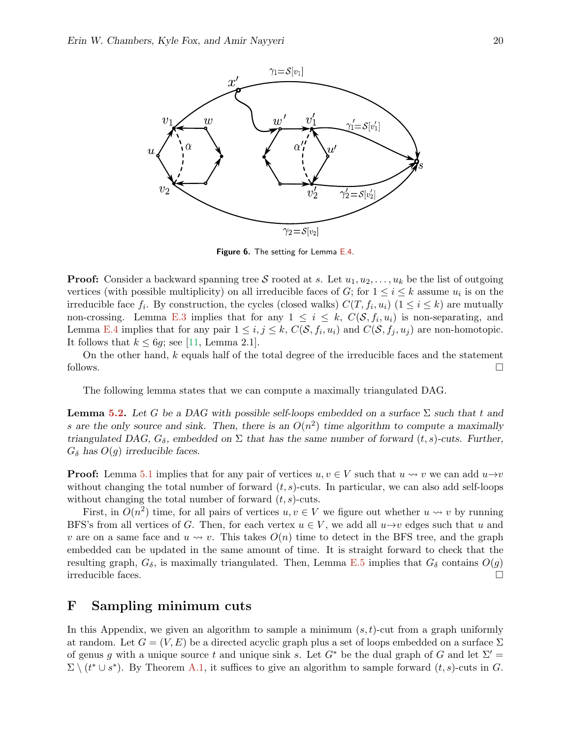Figure 6. The setting for Lemma E.4.

**Proof:** Consider a backward spanning tree $\mathcal{S}$ rooted at $s$. Let $u_1, u_2, \ldots, u_k$ be the list of outgoing vertices (with possible multiplicity) on all irreducible faces of $G$; for $1 \leq i \leq k$ assume $u_i$ is on the irreducible face $f_i$. By construction, the cycles (closed walks) $C(T, f_i, u_i)$ $(1 \leq i \leq k)$ are mutually non-crossing. Lemma E.3 implies that for any $1 \leq i \leq k$, $C(\mathcal{S}, f_i, u_i)$ is non-separating, and Lemma E.4 implies that for any pair $1 \leq i, j \leq k$, $C(\mathcal{S}, f_i, u_i)$ and $C(\mathcal{S}, f_j, u_j)$ are non-homotopic. It follows that $k \leq 6g$; see [11, Lemma 2.1].

On the other hand, $k$ equals half of the total degree of the irreducible faces and the statement follows. □

The following lemma states that we can compute a maximally triangulated DAG.

**Lemma 5.2.** *Let $G$ be a DAG with possible self-loops embedded on a surface $\Sigma$ such that $t$ and $s$ are the only source and sink. Then, there is an $O(n^2)$ time algorithm to compute a maximally triangulated DAG, $G_\delta$, embedded on $\Sigma$ that has the same number of forward $(t, s)$-cuts. Further, $G_\delta$ has $O(g)$ irreducible faces.*

**Proof:** Lemma 5.1 implies that for any pair of vertices $u, v \in V$ such that $u \rightsquigarrow v$ we can add $u \rightarrow v$ without changing the total number of forward $(t, s)$-cuts. In particular, we can also add self-loops without changing the total number of forward $(t, s)$-cuts.

First, in $O(n^2)$ time, for all pairs of vertices $u, v \in V$ we figure out whether $u \rightsquigarrow v$ by running BFS's from all vertices of $G$. Then, for each vertex $u \in V$, we add all $u \rightarrow v$ edges such that $u$ and $v$ are on a same face and $u \rightsquigarrow v$. This takes $O(n)$ time to detect in the BFS tree, and the graph embedded can be updated in the same amount of time. It is straight forward to check that the resulting graph, $G_\delta$, is maximally triangulated. Then, Lemma E.5 implies that $G_\delta$ contains $O(g)$ irreducible faces. □

# F Sampling minimum cuts

In this Appendix, we given an algorithm to sample a minimum $(s, t)$-cut from a graph uniformly at random. Let $G = (V, E)$ be a directed acyclic graph plus a set of loops embedded on a surface $\Sigma$ of genus $g$ with a unique source $t$ and unique sink $s$. Let $G^*$ be the dual graph of $G$ and let $\Sigma' = \Sigma \setminus (t^* \cup s^*)$. By Theorem A.1, it suffices to give an algorithm to sample forward $(t, s)$-cuts in $G$.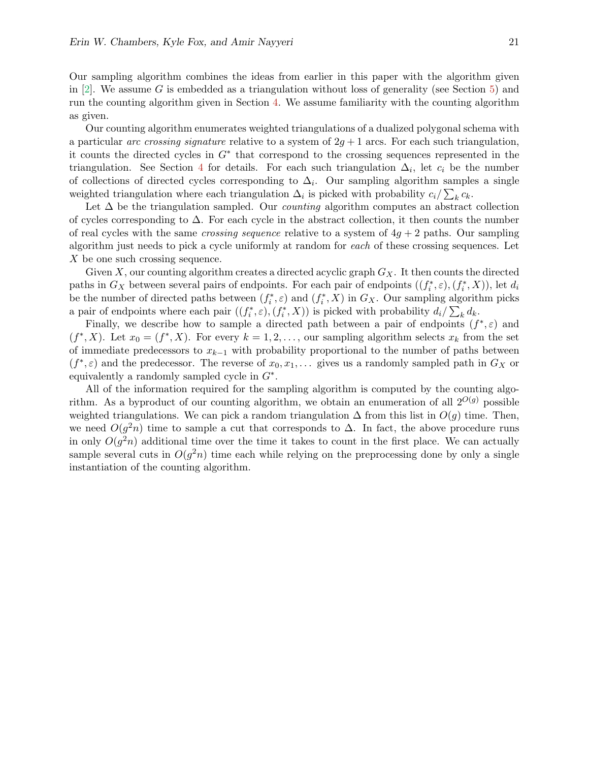Our sampling algorithm combines the ideas from earlier in this paper with the algorithm given in [2]. We assume $G$ is embedded as a triangulation without loss of generality (see Section 5) and run the counting algorithm given in Section 4. We assume familiarity with the counting algorithm as given.

Our counting algorithm enumerates weighted triangulations of a dualized polygonal schema with a particular *arc crossing signature* relative to a system of $2g+1$ arcs. For each such triangulation, it counts the directed cycles in $G^*$ that correspond to the crossing sequences represented in the triangulation. See Section 4 for details. For each such triangulation $\Delta_i$, let $c_i$ be the number of collections of directed cycles corresponding to $\Delta_i$. Our sampling algorithm samples a single weighted triangulation where each triangulation $\Delta_i$ is picked with probability $c_i / \sum_k c_k$.

Let $\Delta$ be the triangulation sampled. Our *counting* algorithm computes an abstract collection of cycles corresponding to $\Delta$. For each cycle in the abstract collection, it then counts the number of real cycles with the same *crossing sequence* relative to a system of $4g+2$ paths. Our sampling algorithm just needs to pick a cycle uniformly at random for *each* of these crossing sequences. Let $X$ be one such crossing sequence.

Given $X$, our counting algorithm creates a directed acyclic graph $G_X$. It then counts the directed paths in $G_X$ between several pairs of endpoints. For each pair of endpoints $((f_i^*, \varepsilon), (f_i^*, X))$, let $d_i$ be the number of directed paths between $(f_i^*, \varepsilon)$ and $(f_i^*, X)$ in $G_X$. Our sampling algorithm picks a pair of endpoints where each pair $((f_i^*, \varepsilon), (f_i^*, X))$ is picked with probability $d_i / \sum_k d_k$.

Finally, we describe how to sample a directed path between a pair of endpoints $(f^*, \varepsilon)$ and $(f^*, X)$. Let $x_0 = (f^*, X)$. For every $k = 1, 2, \ldots$, our sampling algorithm selects $x_k$ from the set of immediate predecessors to $x_{k-1}$ with probability proportional to the number of paths between $(f^*, \varepsilon)$ and the predecessor. The reverse of $x_0, x_1, \ldots$ gives us a randomly sampled path in $G_X$ or equivalently a randomly sampled cycle in $G^*$.

All of the information required for the sampling algorithm is computed by the counting algorithm. As a byproduct of our counting algorithm, we obtain an enumeration of all $2^{O(g)}$ possible weighted triangulations. We can pick a random triangulation $\Delta$ from this list in $O(g)$ time. Then, we need $O(g^2 n)$ time to sample a cut that corresponds to $\Delta$. In fact, the above procedure runs in only $O(g^2 n)$ additional time over the time it takes to count in the first place. We can actually sample several cuts in $O(g^2 n)$ time each while relying on the preprocessing done by only a single instantiation of the counting algorithm.